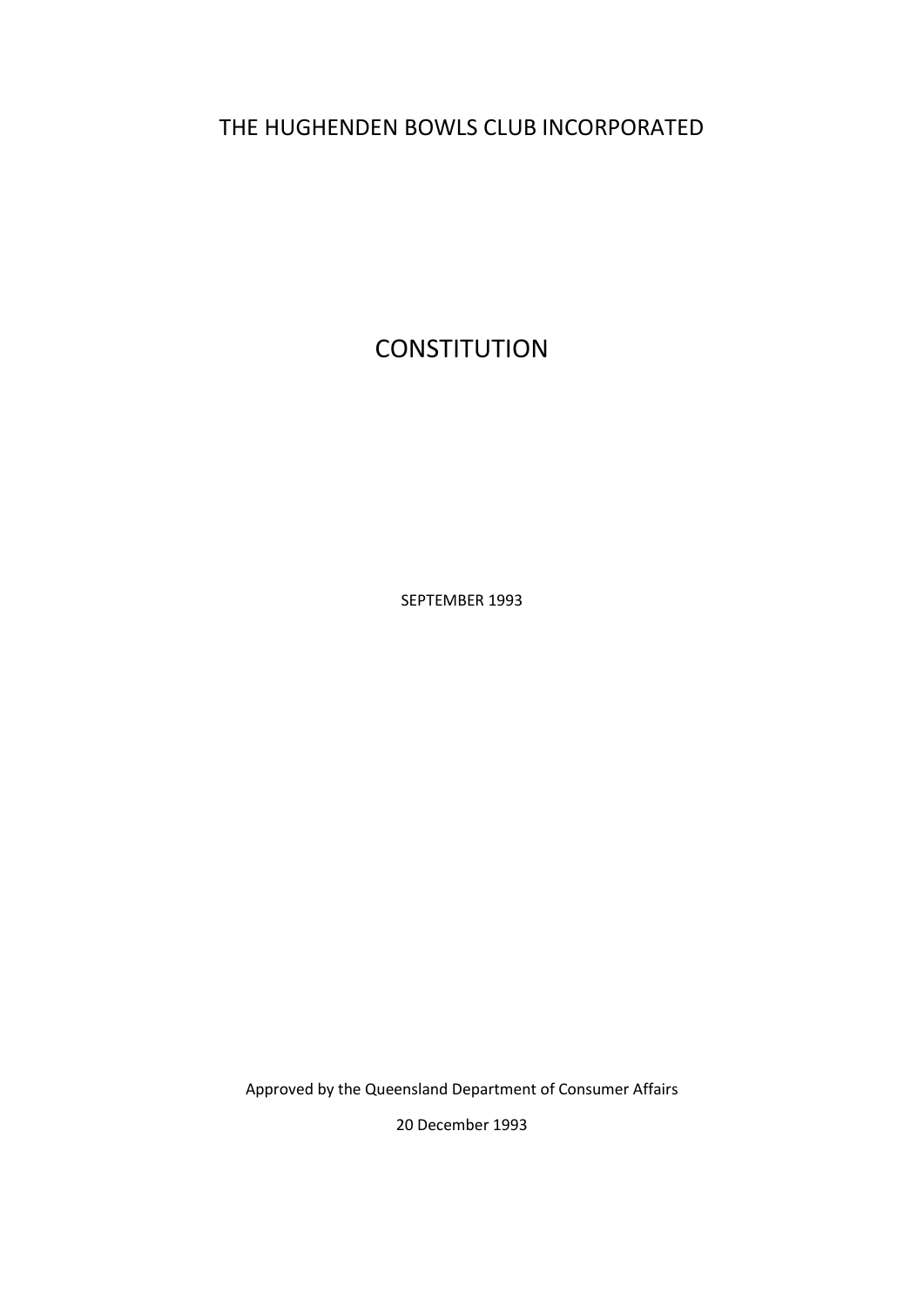# THE HUGHENDEN BOWLS CLUB INCORPORATED

# CONSTITUTION

SEPTEMBER 1993

Approved by the Queensland Department of Consumer Affairs

20 December 1993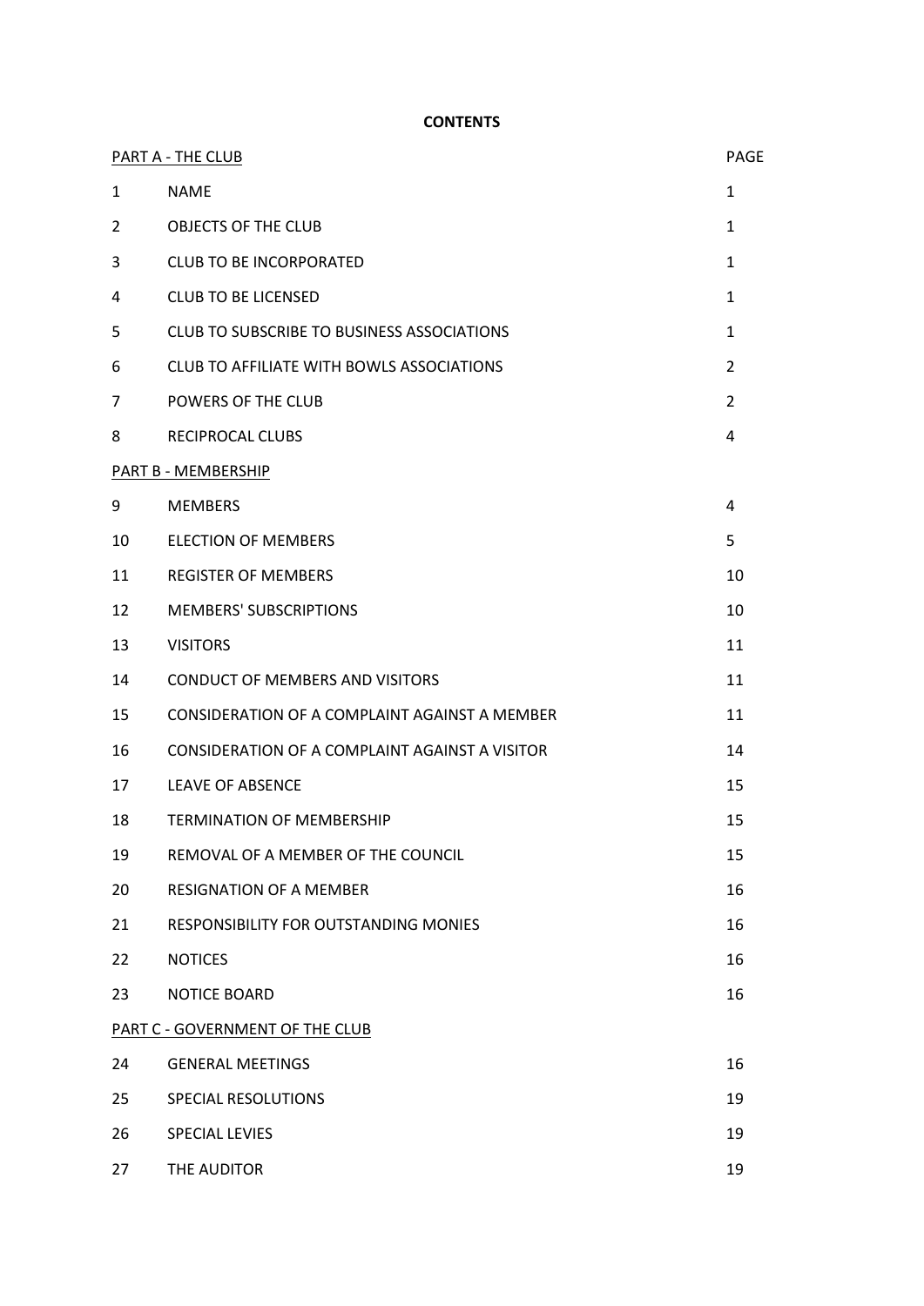**CONTENTS**

| | | |
|---|---|---|
| PART A - THE CLUB | | PAGE |
| 1 | NAME | 1 |
| 2 | OBJECTS OF THE CLUB | 1 |
| 3 | CLUB TO BE INCORPORATED | 1 |
| 4 | CLUB TO BE LICENSED | 1 |
| 5 | CLUB TO SUBSCRIBE TO BUSINESS ASSOCIATIONS | 1 |
| 6 | CLUB TO AFFILIATE WITH BOWLS ASSOCIATIONS | 2 |
| 7 | POWERS OF THE CLUB | 2 |
| 8 | RECIPROCAL CLUBS | 4 |
| PART B - MEMBERSHIP | | |
| 9 | MEMBERS | 4 |
| 10 | ELECTION OF MEMBERS | 5 |
| 11 | REGISTER OF MEMBERS | 10 |
| 12 | MEMBERS' SUBSCRIPTIONS | 10 |
| 13 | VISITORS | 11 |
| 14 | CONDUCT OF MEMBERS AND VISITORS | 11 |
| 15 | CONSIDERATION OF A COMPLAINT AGAINST A MEMBER | 11 |
| 16 | CONSIDERATION OF A COMPLAINT AGAINST A VISITOR | 14 |
| 17 | LEAVE OF ABSENCE | 15 |
| 18 | TERMINATION OF MEMBERSHIP | 15 |
| 19 | REMOVAL OF A MEMBER OF THE COUNCIL | 15 |
| 20 | RESIGNATION OF A MEMBER | 16 |
| 21 | RESPONSIBILITY FOR OUTSTANDING MONIES | 16 |
| 22 | NOTICES | 16 |
| 23 | NOTICE BOARD | 16 |
| PART C - GOVERNMENT OF THE CLUB | | |
| 24 | GENERAL MEETINGS | 16 |
| 25 | SPECIAL RESOLUTIONS | 19 |
| 26 | SPECIAL LEVIES | 19 |
| 27 | THE AUDITOR | 19 |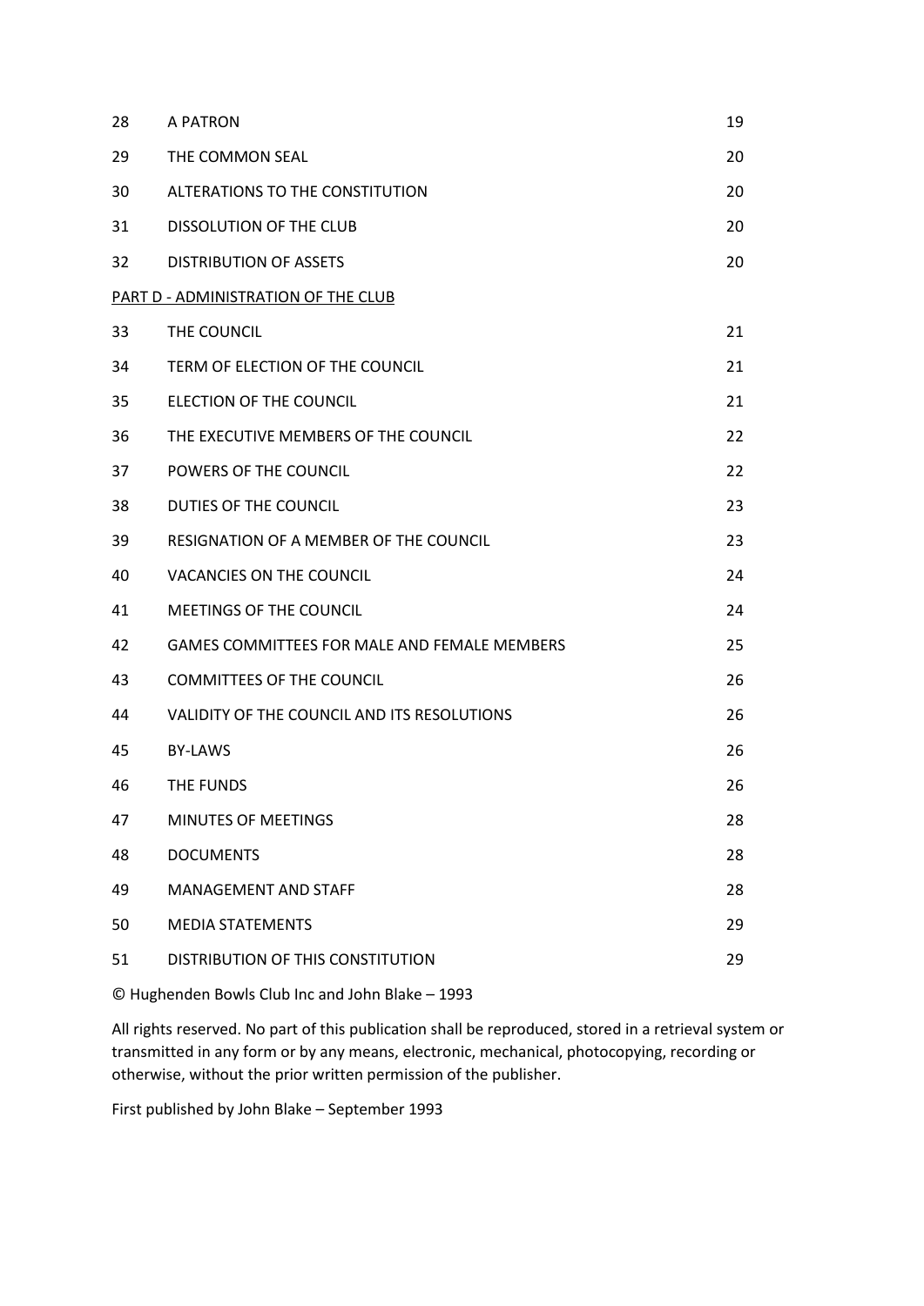| | | |
|---|---|---|
| 28 | A PATRON | 19 |
| 29 | THE COMMON SEAL | 20 |
| 30 | ALTERATIONS TO THE CONSTITUTION | 20 |
| 31 | DISSOLUTION OF THE CLUB | 20 |
| 32 | DISTRIBUTION OF ASSETS | 20 |
| | <u>PART D - ADMINISTRATION OF THE CLUB</u> | |
| 33 | THE COUNCIL | 21 |
| 34 | TERM OF ELECTION OF THE COUNCIL | 21 |
| 35 | ELECTION OF THE COUNCIL | 21 |
| 36 | THE EXECUTIVE MEMBERS OF THE COUNCIL | 22 |
| 37 | POWERS OF THE COUNCIL | 22 |
| 38 | DUTIES OF THE COUNCIL | 23 |
| 39 | RESIGNATION OF A MEMBER OF THE COUNCIL | 23 |
| 40 | VACANCIES ON THE COUNCIL | 24 |
| 41 | MEETINGS OF THE COUNCIL | 24 |
| 42 | GAMES COMMITTEES FOR MALE AND FEMALE MEMBERS | 25 |
| 43 | COMMITTEES OF THE COUNCIL | 26 |
| 44 | VALIDITY OF THE COUNCIL AND ITS RESOLUTIONS | 26 |
| 45 | BY-LAWS | 26 |
| 46 | THE FUNDS | 26 |
| 47 | MINUTES OF MEETINGS | 28 |
| 48 | DOCUMENTS | 28 |
| 49 | MANAGEMENT AND STAFF | 28 |
| 50 | MEDIA STATEMENTS | 29 |
| 51 | DISTRIBUTION OF THIS CONSTITUTION | 29 |

© Hughenden Bowls Club Inc and John Blake – 1993

All rights reserved. No part of this publication shall be reproduced, stored in a retrieval system or transmitted in any form or by any means, electronic, mechanical, photocopying, recording or otherwise, without the prior written permission of the publisher.

First published by John Blake – September 1993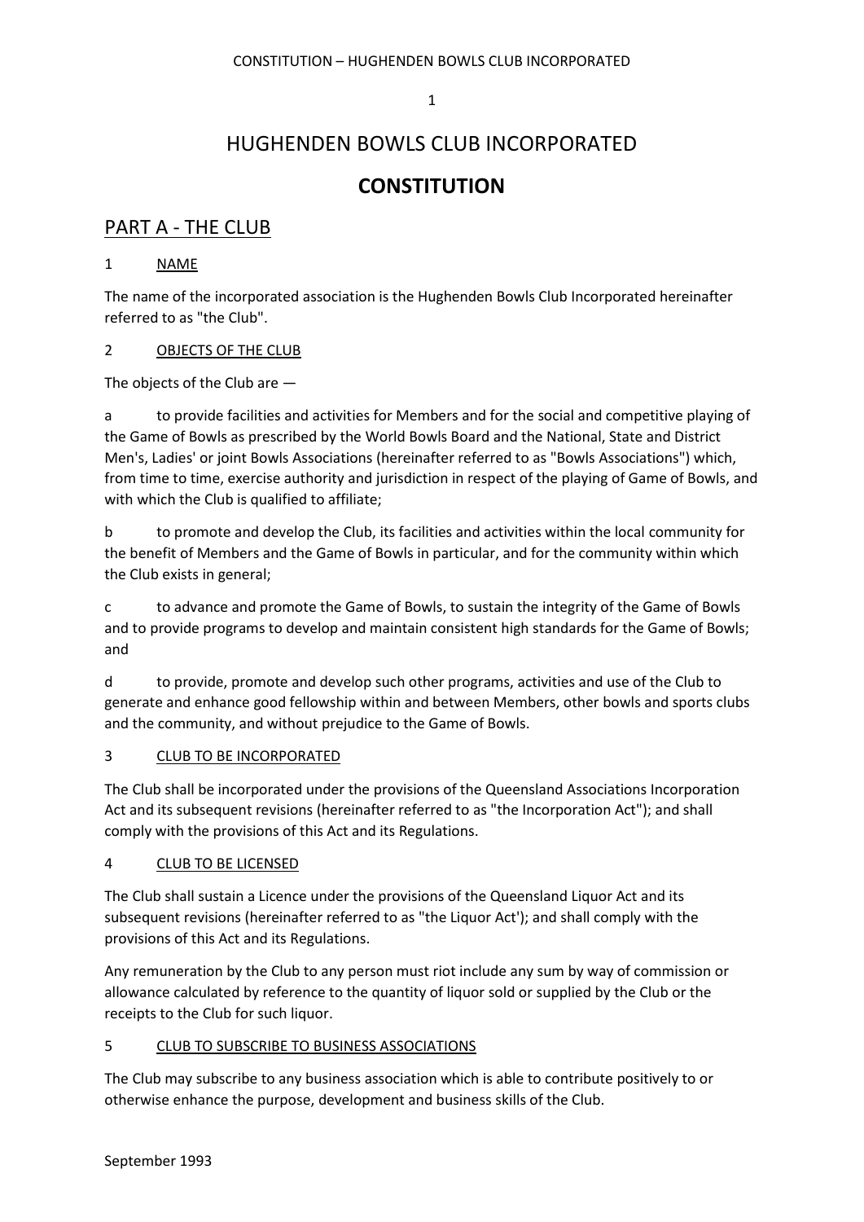# HUGHENDEN BOWLS CLUB INCORPORATED

# CONSTITUTION

## PART A - THE CLUB

### 1 NAME

The name of the incorporated association is the Hughenden Bowls Club Incorporated hereinafter referred to as "the Club".

### 2 OBJECTS OF THE CLUB

The objects of the Club are —

a to provide facilities and activities for Members and for the social and competitive playing of the Game of Bowls as prescribed by the World Bowls Board and the National, State and District Men's, Ladies' or joint Bowls Associations (hereinafter referred to as "Bowls Associations") which, from time to time, exercise authority and jurisdiction in respect of the playing of Game of Bowls, and with which the Club is qualified to affiliate;

b to promote and develop the Club, its facilities and activities within the local community for the benefit of Members and the Game of Bowls in particular, and for the community within which the Club exists in general;

c to advance and promote the Game of Bowls, to sustain the integrity of the Game of Bowls and to provide programs to develop and maintain consistent high standards for the Game of Bowls; and

d to provide, promote and develop such other programs, activities and use of the Club to generate and enhance good fellowship within and between Members, other bowls and sports clubs and the community, and without prejudice to the Game of Bowls.

### 3 CLUB TO BE INCORPORATED

The Club shall be incorporated under the provisions of the Queensland Associations Incorporation Act and its subsequent revisions (hereinafter referred to as "the Incorporation Act"); and shall comply with the provisions of this Act and its Regulations.

### 4 CLUB TO BE LICENSED

The Club shall sustain a Licence under the provisions of the Queensland Liquor Act and its subsequent revisions (hereinafter referred to as "the Liquor Act'); and shall comply with the provisions of this Act and its Regulations.

Any remuneration by the Club to any person must riot include any sum by way of commission or allowance calculated by reference to the quantity of liquor sold or supplied by the Club or the receipts to the Club for such liquor.

### 5 CLUB TO SUBSCRIBE TO BUSINESS ASSOCIATIONS

The Club may subscribe to any business association which is able to contribute positively to or otherwise enhance the purpose, development and business skills of the Club.

September 1993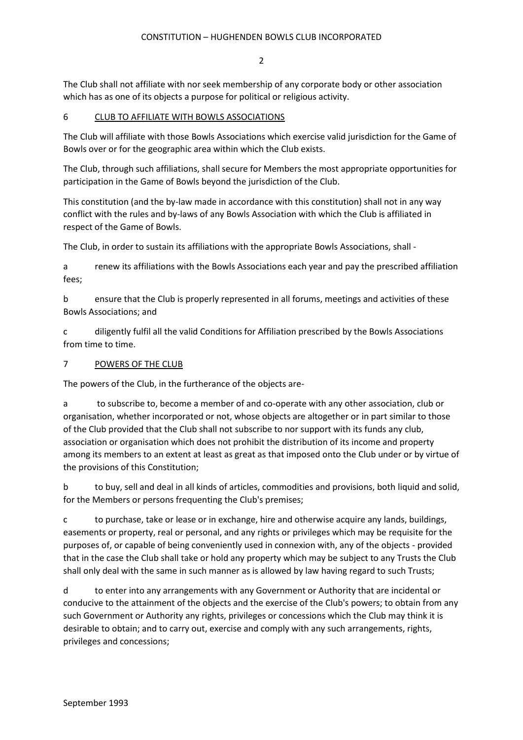The Club shall not affiliate with nor seek membership of any corporate body or other association which has as one of its objects a purpose for political or religious activity.

## 6 CLUB TO AFFILIATE WITH BOWLS ASSOCIATIONS

The Club will affiliate with those Bowls Associations which exercise valid jurisdiction for the Game of Bowls over or for the geographic area within which the Club exists.

The Club, through such affiliations, shall secure for Members the most appropriate opportunities for participation in the Game of Bowls beyond the jurisdiction of the Club.

This constitution (and the by-law made in accordance with this constitution) shall not in any way conflict with the rules and by-laws of any Bowls Association with which the Club is affiliated in respect of the Game of Bowls.

The Club, in order to sustain its affiliations with the appropriate Bowls Associations, shall -

a renew its affiliations with the Bowls Associations each year and pay the prescribed affiliation fees;

b ensure that the Club is properly represented in all forums, meetings and activities of these Bowls Associations; and

c diligently fulfil all the valid Conditions for Affiliation prescribed by the Bowls Associations from time to time.

## 7 POWERS OF THE CLUB

The powers of the Club, in the furtherance of the objects are-

a to subscribe to, become a member of and co-operate with any other association, club or organisation, whether incorporated or not, whose objects are altogether or in part similar to those of the Club provided that the Club shall not subscribe to nor support with its funds any club, association or organisation which does not prohibit the distribution of its income and property among its members to an extent at least as great as that imposed onto the Club under or by virtue of the provisions of this Constitution;

b to buy, sell and deal in all kinds of articles, commodities and provisions, both liquid and solid, for the Members or persons frequenting the Club's premises;

c to purchase, take or lease or in exchange, hire and otherwise acquire any lands, buildings, easements or property, real or personal, and any rights or privileges which may be requisite for the purposes of, or capable of being conveniently used in connexion with, any of the objects - provided that in the case the Club shall take or hold any property which may be subject to any Trusts the Club shall only deal with the same in such manner as is allowed by law having regard to such Trusts;

d to enter into any arrangements with any Government or Authority that are incidental or conducive to the attainment of the objects and the exercise of the Club's powers; to obtain from any such Government or Authority any rights, privileges or concessions which the Club may think it is desirable to obtain; and to carry out, exercise and comply with any such arrangements, rights, privileges and concessions;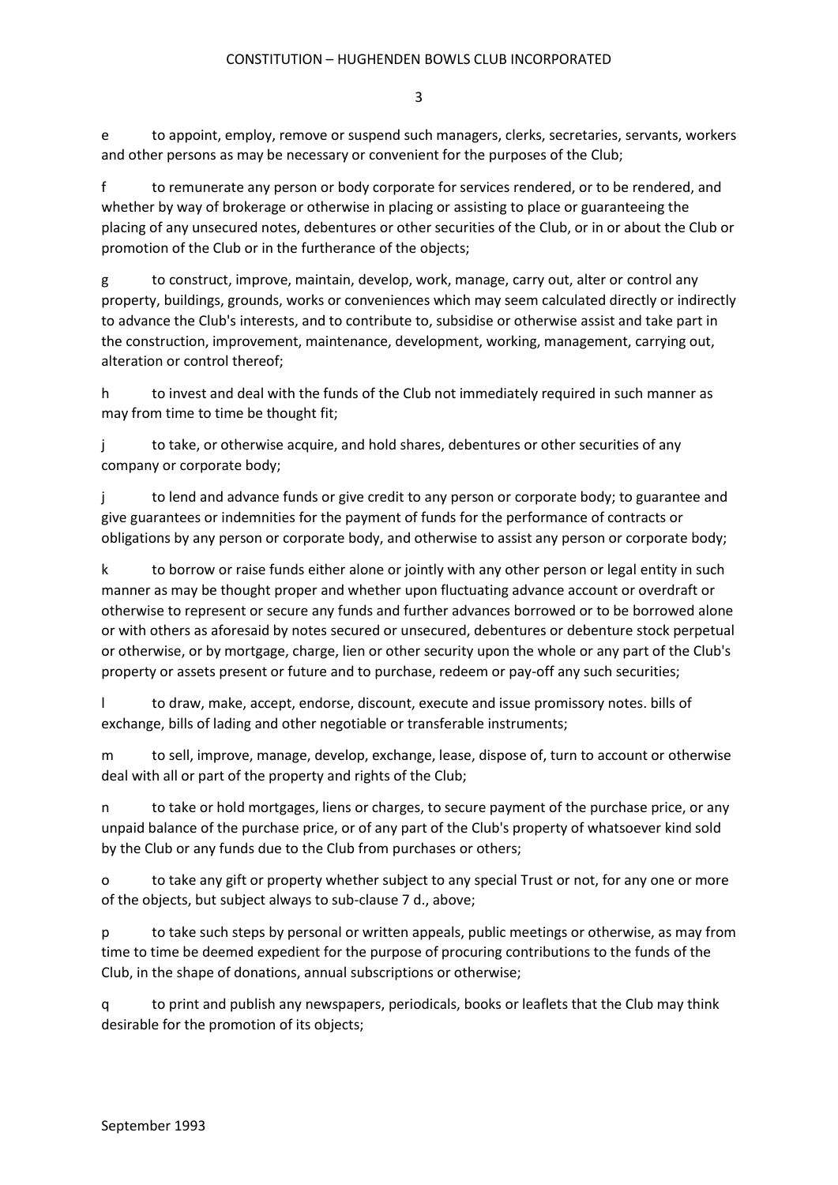e to appoint, employ, remove or suspend such managers, clerks, secretaries, servants, workers and other persons as may be necessary or convenient for the purposes of the Club;

f to remunerate any person or body corporate for services rendered, or to be rendered, and whether by way of brokerage or otherwise in placing or assisting to place or guaranteeing the placing of any unsecured notes, debentures or other securities of the Club, or in or about the Club or promotion of the Club or in the furtherance of the objects;

g to construct, improve, maintain, develop, work, manage, carry out, alter or control any property, buildings, grounds, works or conveniences which may seem calculated directly or indirectly to advance the Club's interests, and to contribute to, subsidise or otherwise assist and take part in the construction, improvement, maintenance, development, working, management, carrying out, alteration or control thereof;

h to invest and deal with the funds of the Club not immediately required in such manner as may from time to time be thought fit;

j to take, or otherwise acquire, and hold shares, debentures or other securities of any company or corporate body;

j to lend and advance funds or give credit to any person or corporate body; to guarantee and give guarantees or indemnities for the payment of funds for the performance of contracts or obligations by any person or corporate body, and otherwise to assist any person or corporate body;

k to borrow or raise funds either alone or jointly with any other person or legal entity in such manner as may be thought proper and whether upon fluctuating advance account or overdraft or otherwise to represent or secure any funds and further advances borrowed or to be borrowed alone or with others as aforesaid by notes secured or unsecured, debentures or debenture stock perpetual or otherwise, or by mortgage, charge, lien or other security upon the whole or any part of the Club's property or assets present or future and to purchase, redeem or pay-off any such securities;

l to draw, make, accept, endorse, discount, execute and issue promissory notes. bills of exchange, bills of lading and other negotiable or transferable instruments;

m to sell, improve, manage, develop, exchange, lease, dispose of, turn to account or otherwise deal with all or part of the property and rights of the Club;

n to take or hold mortgages, liens or charges, to secure payment of the purchase price, or any unpaid balance of the purchase price, or of any part of the Club's property of whatsoever kind sold by the Club or any funds due to the Club from purchases or others;

o to take any gift or property whether subject to any special Trust or not, for any one or more of the objects, but subject always to sub-clause 7 d., above;

p to take such steps by personal or written appeals, public meetings or otherwise, as may from time to time be deemed expedient for the purpose of procuring contributions to the funds of the Club, in the shape of donations, annual subscriptions or otherwise;

q to print and publish any newspapers, periodicals, books or leaflets that the Club may think desirable for the promotion of its objects;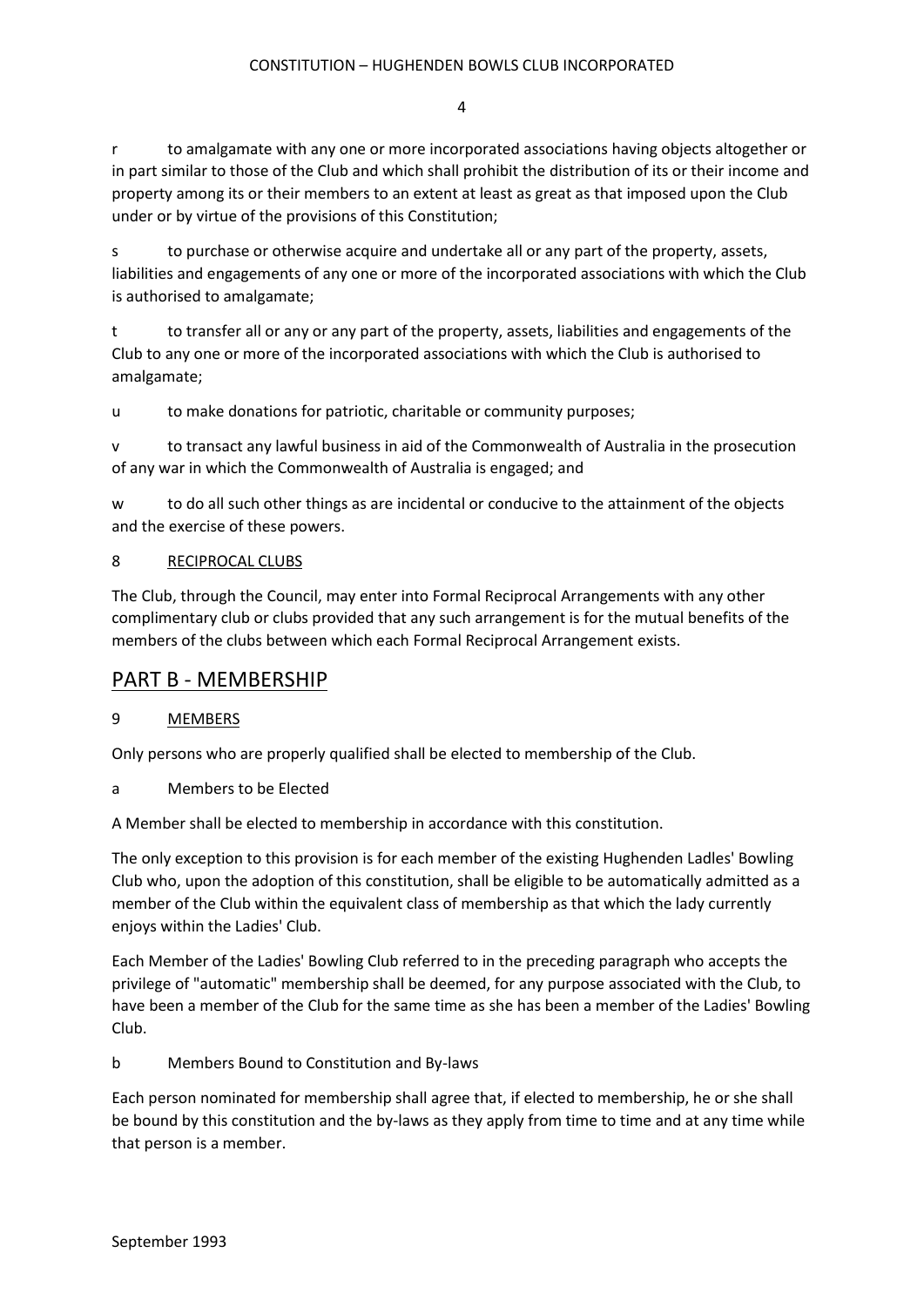r to amalgamate with any one or more incorporated associations having objects altogether or in part similar to those of the Club and which shall prohibit the distribution of its or their income and property among its or their members to an extent at least as great as that imposed upon the Club under or by virtue of the provisions of this Constitution;

s to purchase or otherwise acquire and undertake all or any part of the property, assets, liabilities and engagements of any one or more of the incorporated associations with which the Club is authorised to amalgamate;

t to transfer all or any or any part of the property, assets, liabilities and engagements of the Club to any one or more of the incorporated associations with which the Club is authorised to amalgamate;

u to make donations for patriotic, charitable or community purposes;

v to transact any lawful business in aid of the Commonwealth of Australia in the prosecution of any war in which the Commonwealth of Australia is engaged; and

w to do all such other things as are incidental or conducive to the attainment of the objects and the exercise of these powers.

8 RECIPROCAL CLUBS

The Club, through the Council, may enter into Formal Reciprocal Arrangements with any other complimentary club or clubs provided that any such arrangement is for the mutual benefits of the members of the clubs between which each Formal Reciprocal Arrangement exists.

## PART B - MEMBERSHIP

9 MEMBERS

Only persons who are properly qualified shall be elected to membership of the Club.

a Members to be Elected

A Member shall be elected to membership in accordance with this constitution.

The only exception to this provision is for each member of the existing Hughenden Ladles' Bowling Club who, upon the adoption of this constitution, shall be eligible to be automatically admitted as a member of the Club within the equivalent class of membership as that which the lady currently enjoys within the Ladies' Club.

Each Member of the Ladies' Bowling Club referred to in the preceding paragraph who accepts the privilege of "automatic" membership shall be deemed, for any purpose associated with the Club, to have been a member of the Club for the same time as she has been a member of the Ladies' Bowling Club.

b Members Bound to Constitution and By-laws

Each person nominated for membership shall agree that, if elected to membership, he or she shall be bound by this constitution and the by-laws as they apply from time to time and at any time while that person is a member.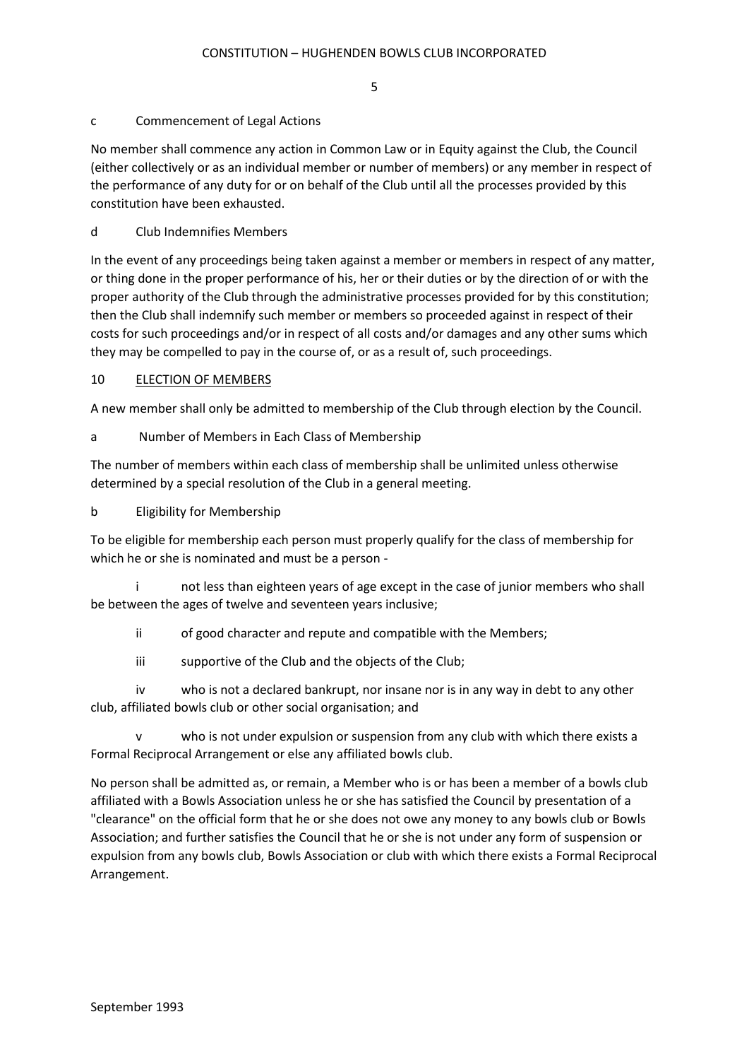c Commencement of Legal Actions

No member shall commence any action in Common Law or in Equity against the Club, the Council (either collectively or as an individual member or number of members) or any member in respect of the performance of any duty for or on behalf of the Club until all the processes provided by this constitution have been exhausted.

d Club Indemnifies Members

In the event of any proceedings being taken against a member or members in respect of any matter, or thing done in the proper performance of his, her or their duties or by the direction of or with the proper authority of the Club through the administrative processes provided for by this constitution; then the Club shall indemnify such member or members so proceeded against in respect of their costs for such proceedings and/or in respect of all costs and/or damages and any other sums which they may be compelled to pay in the course of, or as a result of, such proceedings.

10 <u>ELECTION OF MEMBERS</u>

A new member shall only be admitted to membership of the Club through election by the Council.

a Number of Members in Each Class of Membership

The number of members within each class of membership shall be unlimited unless otherwise determined by a special resolution of the Club in a general meeting.

b Eligibility for Membership

To be eligible for membership each person must properly qualify for the class of membership for which he or she is nominated and must be a person -

i not less than eighteen years of age except in the case of junior members who shall be between the ages of twelve and seventeen years inclusive;

ii of good character and repute and compatible with the Members;

iii supportive of the Club and the objects of the Club;

iv who is not a declared bankrupt, nor insane nor is in any way in debt to any other club, affiliated bowls club or other social organisation; and

v who is not under expulsion or suspension from any club with which there exists a Formal Reciprocal Arrangement or else any affiliated bowls club.

No person shall be admitted as, or remain, a Member who is or has been a member of a bowls club affiliated with a Bowls Association unless he or she has satisfied the Council by presentation of a "clearance" on the official form that he or she does not owe any money to any bowls club or Bowls Association; and further satisfies the Council that he or she is not under any form of suspension or expulsion from any bowls club, Bowls Association or club with which there exists a Formal Reciprocal Arrangement.

September 1993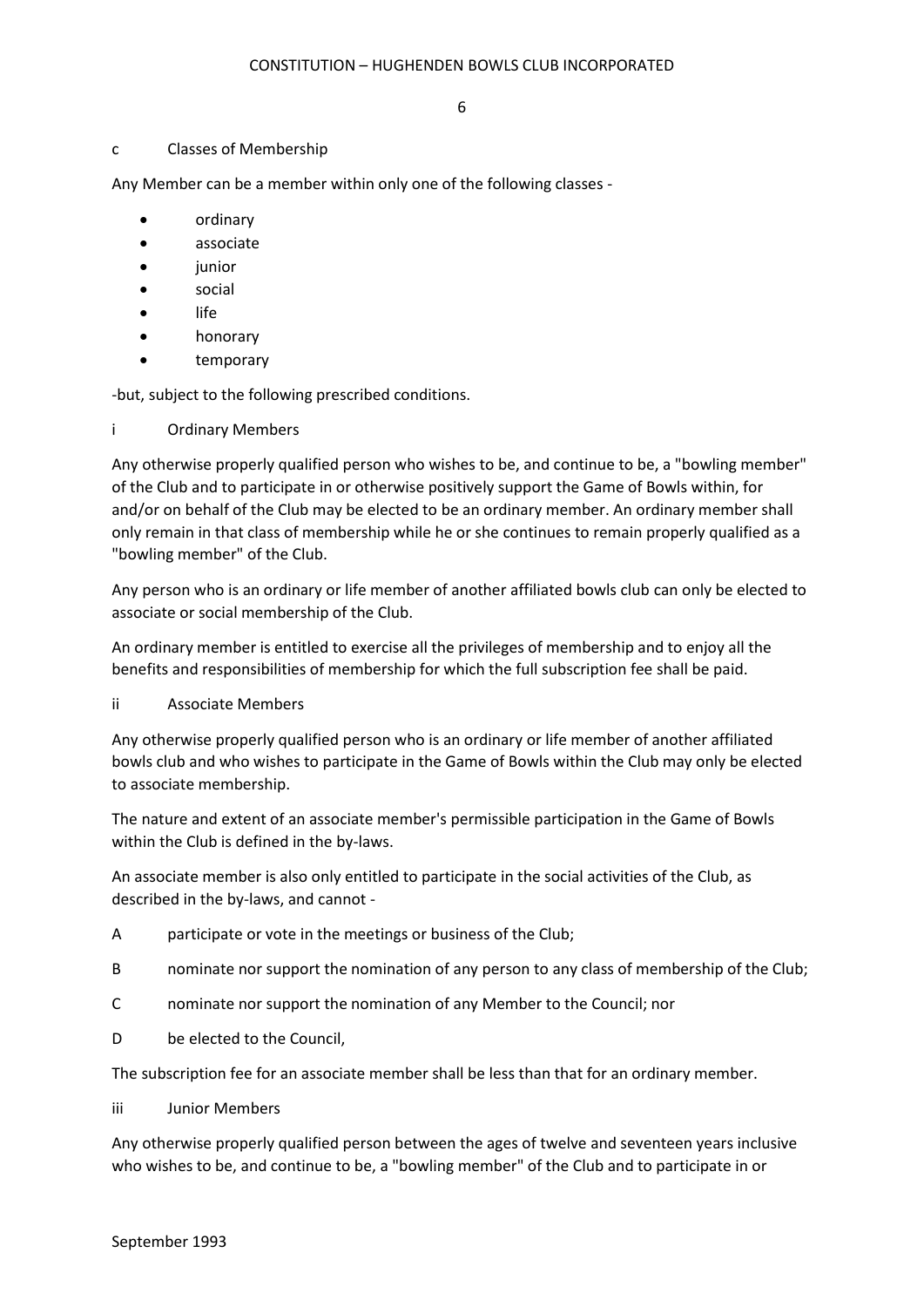c Classes of Membership

Any Member can be a member within only one of the following classes -

- ordinary
- associate
- junior
- social
- life
- honorary
- temporary

-but, subject to the following prescribed conditions.

i Ordinary Members

Any otherwise properly qualified person who wishes to be, and continue to be, a "bowling member" of the Club and to participate in or otherwise positively support the Game of Bowls within, for and/or on behalf of the Club may be elected to be an ordinary member. An ordinary member shall only remain in that class of membership while he or she continues to remain properly qualified as a "bowling member" of the Club.

Any person who is an ordinary or life member of another affiliated bowls club can only be elected to associate or social membership of the Club.

An ordinary member is entitled to exercise all the privileges of membership and to enjoy all the benefits and responsibilities of membership for which the full subscription fee shall be paid.

ii Associate Members

Any otherwise properly qualified person who is an ordinary or life member of another affiliated bowls club and who wishes to participate in the Game of Bowls within the Club may only be elected to associate membership.

The nature and extent of an associate member's permissible participation in the Game of Bowls within the Club is defined in the by-laws.

An associate member is also only entitled to participate in the social activities of the Club, as described in the by-laws, and cannot -

A participate or vote in the meetings or business of the Club;

B nominate nor support the nomination of any person to any class of membership of the Club;

C nominate nor support the nomination of any Member to the Council; nor

D be elected to the Council,

The subscription fee for an associate member shall be less than that for an ordinary member.

iii Junior Members

Any otherwise properly qualified person between the ages of twelve and seventeen years inclusive who wishes to be, and continue to be, a "bowling member" of the Club and to participate in or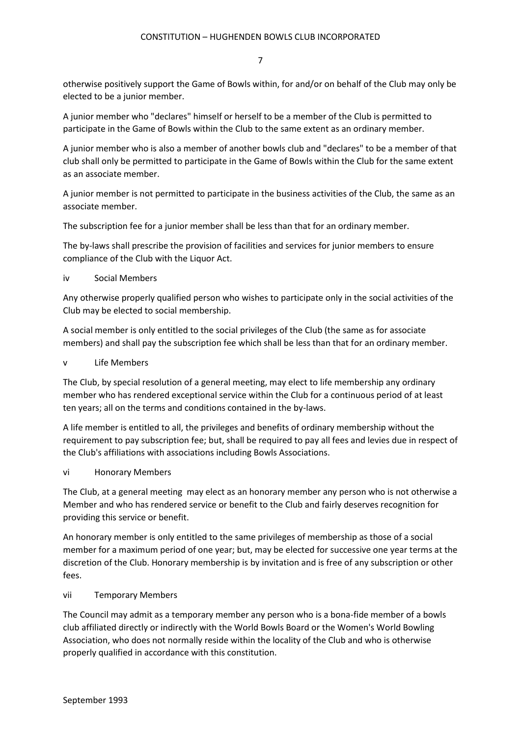otherwise positively support the Game of Bowls within, for and/or on behalf of the Club may only be elected to be a junior member.

A junior member who "declares" himself or herself to be a member of the Club is permitted to participate in the Game of Bowls within the Club to the same extent as an ordinary member.

A junior member who is also a member of another bowls club and "declares" to be a member of that club shall only be permitted to participate in the Game of Bowls within the Club for the same extent as an associate member.

A junior member is not permitted to participate in the business activities of the Club, the same as an associate member.

The subscription fee for a junior member shall be less than that for an ordinary member.

The by-laws shall prescribe the provision of facilities and services for junior members to ensure compliance of the Club with the Liquor Act.

iv Social Members

Any otherwise properly qualified person who wishes to participate only in the social activities of the Club may be elected to social membership.

A social member is only entitled to the social privileges of the Club (the same as for associate members) and shall pay the subscription fee which shall be less than that for an ordinary member.

v Life Members

The Club, by special resolution of a general meeting, may elect to life membership any ordinary member who has rendered exceptional service within the Club for a continuous period of at least ten years; all on the terms and conditions contained in the by-laws.

A life member is entitled to all, the privileges and benefits of ordinary membership without the requirement to pay subscription fee; but, shall be required to pay all fees and levies due in respect of the Club's affiliations with associations including Bowls Associations.

vi Honorary Members

The Club, at a general meeting may elect as an honorary member any person who is not otherwise a Member and who has rendered service or benefit to the Club and fairly deserves recognition for providing this service or benefit.

An honorary member is only entitled to the same privileges of membership as those of a social member for a maximum period of one year; but, may be elected for successive one year terms at the discretion of the Club. Honorary membership is by invitation and is free of any subscription or other fees.

vii Temporary Members

The Council may admit as a temporary member any person who is a bona-fide member of a bowls club affiliated directly or indirectly with the World Bowls Board or the Women's World Bowling Association, who does not normally reside within the locality of the Club and who is otherwise properly qualified in accordance with this constitution.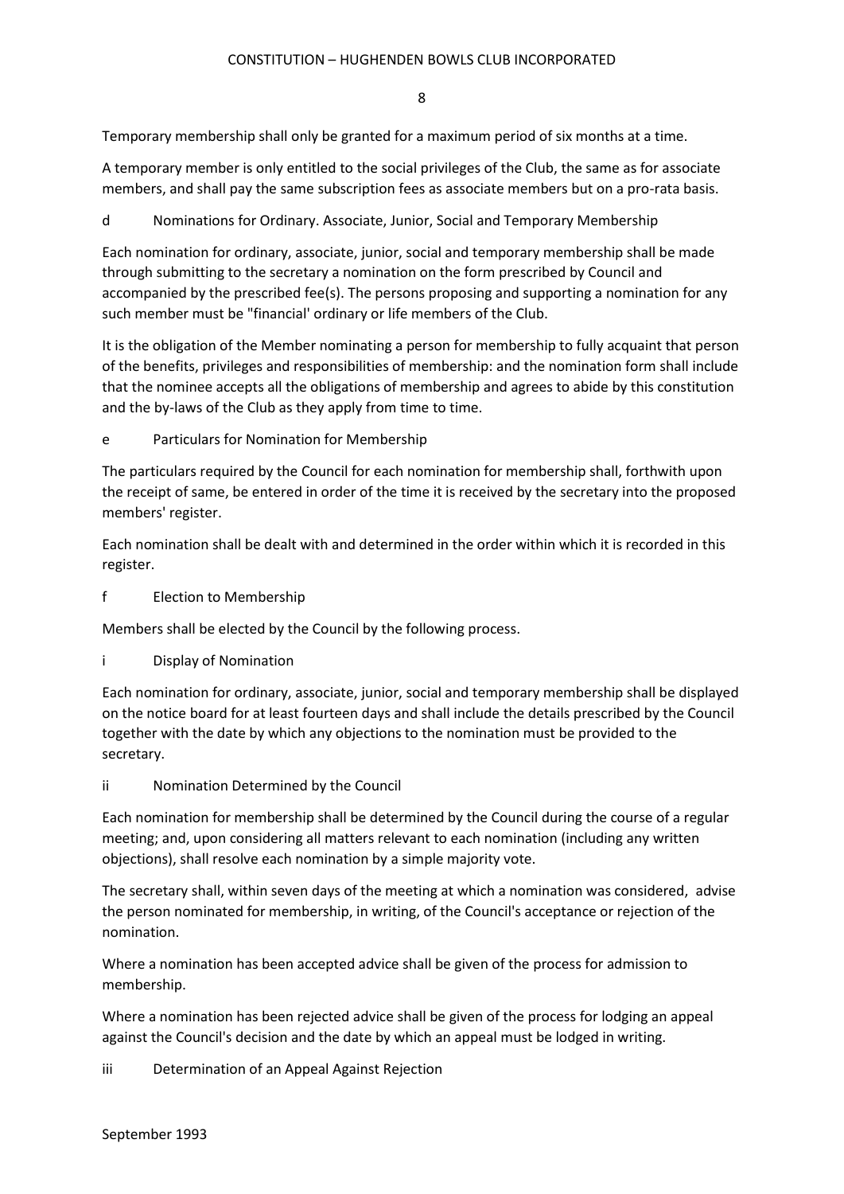Temporary membership shall only be granted for a maximum period of six months at a time.

A temporary member is only entitled to the social privileges of the Club, the same as for associate members, and shall pay the same subscription fees as associate members but on a pro-rata basis.

d Nominations for Ordinary. Associate, Junior, Social and Temporary Membership

Each nomination for ordinary, associate, junior, social and temporary membership shall be made through submitting to the secretary a nomination on the form prescribed by Council and accompanied by the prescribed fee(s). The persons proposing and supporting a nomination for any such member must be "financial' ordinary or life members of the Club.

It is the obligation of the Member nominating a person for membership to fully acquaint that person of the benefits, privileges and responsibilities of membership: and the nomination form shall include that the nominee accepts all the obligations of membership and agrees to abide by this constitution and the by-laws of the Club as they apply from time to time.

e Particulars for Nomination for Membership

The particulars required by the Council for each nomination for membership shall, forthwith upon the receipt of same, be entered in order of the time it is received by the secretary into the proposed members' register.

Each nomination shall be dealt with and determined in the order within which it is recorded in this register.

f Election to Membership

Members shall be elected by the Council by the following process.

i Display of Nomination

Each nomination for ordinary, associate, junior, social and temporary membership shall be displayed on the notice board for at least fourteen days and shall include the details prescribed by the Council together with the date by which any objections to the nomination must be provided to the secretary.

ii Nomination Determined by the Council

Each nomination for membership shall be determined by the Council during the course of a regular meeting; and, upon considering all matters relevant to each nomination (including any written objections), shall resolve each nomination by a simple majority vote.

The secretary shall, within seven days of the meeting at which a nomination was considered, advise the person nominated for membership, in writing, of the Council's acceptance or rejection of the nomination.

Where a nomination has been accepted advice shall be given of the process for admission to membership.

Where a nomination has been rejected advice shall be given of the process for lodging an appeal against the Council's decision and the date by which an appeal must be lodged in writing.

iii Determination of an Appeal Against Rejection

September 1993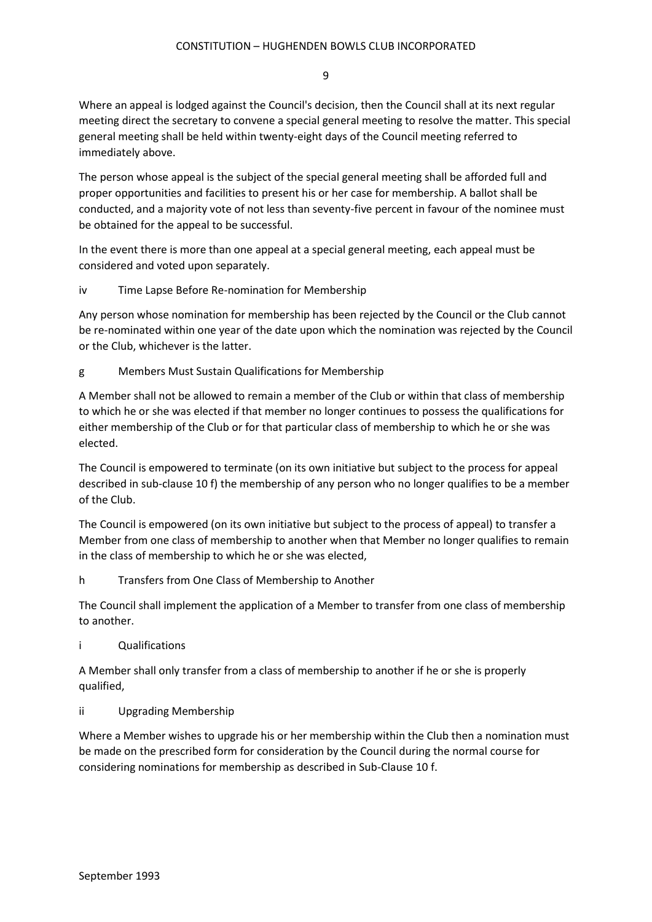Where an appeal is lodged against the Council's decision, then the Council shall at its next regular meeting direct the secretary to convene a special general meeting to resolve the matter. This special general meeting shall be held within twenty-eight days of the Council meeting referred to immediately above.

The person whose appeal is the subject of the special general meeting shall be afforded full and proper opportunities and facilities to present his or her case for membership. A ballot shall be conducted, and a majority vote of not less than seventy-five percent in favour of the nominee must be obtained for the appeal to be successful.

In the event there is more than one appeal at a special general meeting, each appeal must be considered and voted upon separately.

iv Time Lapse Before Re-nomination for Membership

Any person whose nomination for membership has been rejected by the Council or the Club cannot be re-nominated within one year of the date upon which the nomination was rejected by the Council or the Club, whichever is the latter.

g Members Must Sustain Qualifications for Membership

A Member shall not be allowed to remain a member of the Club or within that class of membership to which he or she was elected if that member no longer continues to possess the qualifications for either membership of the Club or for that particular class of membership to which he or she was elected.

The Council is empowered to terminate (on its own initiative but subject to the process for appeal described in sub-clause 10 f) the membership of any person who no longer qualifies to be a member of the Club.

The Council is empowered (on its own initiative but subject to the process of appeal) to transfer a Member from one class of membership to another when that Member no longer qualifies to remain in the class of membership to which he or she was elected,

h Transfers from One Class of Membership to Another

The Council shall implement the application of a Member to transfer from one class of membership to another.

i Qualifications

A Member shall only transfer from a class of membership to another if he or she is properly qualified,

ii Upgrading Membership

Where a Member wishes to upgrade his or her membership within the Club then a nomination must be made on the prescribed form for consideration by the Council during the normal course for considering nominations for membership as described in Sub-Clause 10 f.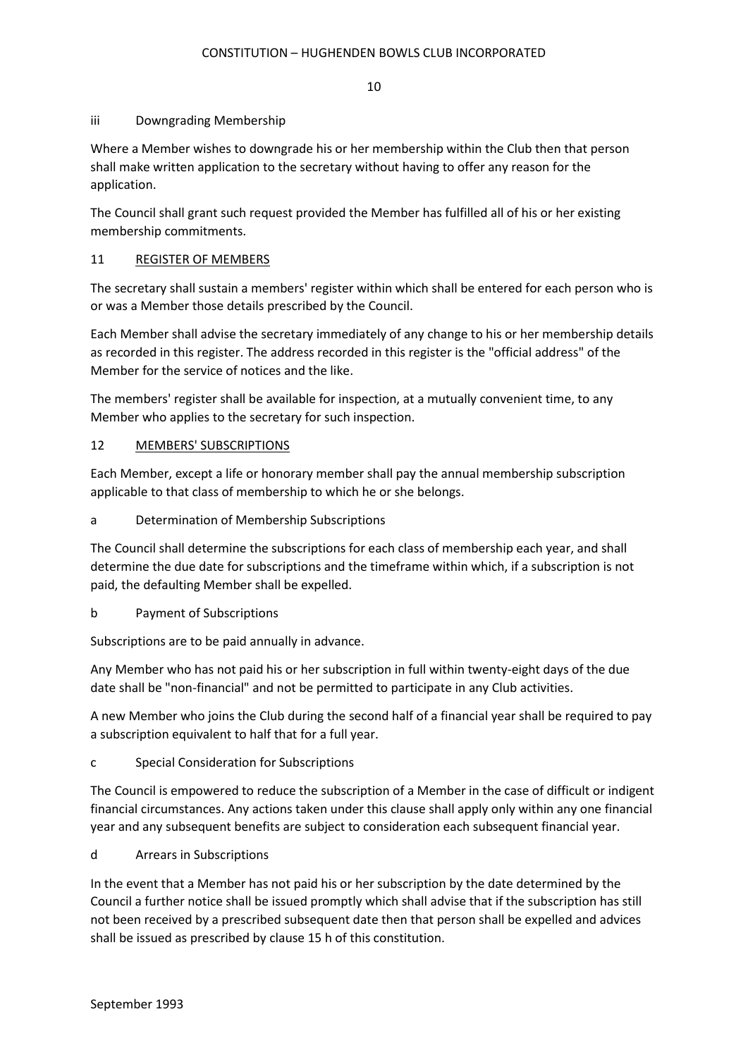iii Downgrading Membership

Where a Member wishes to downgrade his or her membership within the Club then that person shall make written application to the secretary without having to offer any reason for the application.

The Council shall grant such request provided the Member has fulfilled all of his or her existing membership commitments.

## 11 REGISTER OF MEMBERS

The secretary shall sustain a members' register within which shall be entered for each person who is or was a Member those details prescribed by the Council.

Each Member shall advise the secretary immediately of any change to his or her membership details as recorded in this register. The address recorded in this register is the "official address" of the Member for the service of notices and the like.

The members' register shall be available for inspection, at a mutually convenient time, to any Member who applies to the secretary for such inspection.

## 12 MEMBERS' SUBSCRIPTIONS

Each Member, except a life or honorary member shall pay the annual membership subscription applicable to that class of membership to which he or she belongs.

a Determination of Membership Subscriptions

The Council shall determine the subscriptions for each class of membership each year, and shall determine the due date for subscriptions and the timeframe within which, if a subscription is not paid, the defaulting Member shall be expelled.

b Payment of Subscriptions

Subscriptions are to be paid annually in advance.

Any Member who has not paid his or her subscription in full within twenty-eight days of the due date shall be "non-financial" and not be permitted to participate in any Club activities.

A new Member who joins the Club during the second half of a financial year shall be required to pay a subscription equivalent to half that for a full year.

c Special Consideration for Subscriptions

The Council is empowered to reduce the subscription of a Member in the case of difficult or indigent financial circumstances. Any actions taken under this clause shall apply only within any one financial year and any subsequent benefits are subject to consideration each subsequent financial year.

d Arrears in Subscriptions

In the event that a Member has not paid his or her subscription by the date determined by the Council a further notice shall be issued promptly which shall advise that if the subscription has still not been received by a prescribed subsequent date then that person shall be expelled and advices shall be issued as prescribed by clause 15 h of this constitution.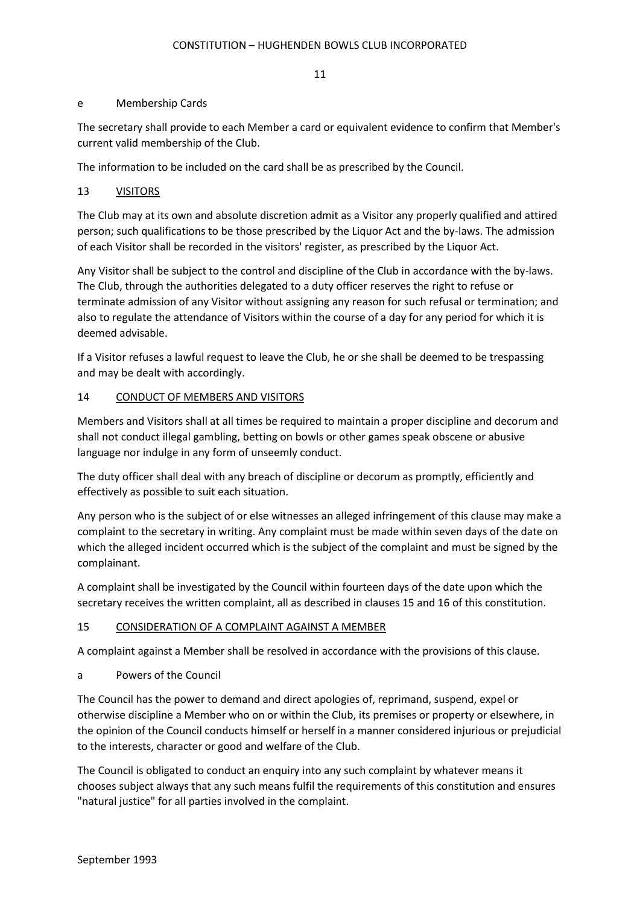e Membership Cards

The secretary shall provide to each Member a card or equivalent evidence to confirm that Member's current valid membership of the Club.

The information to be included on the card shall be as prescribed by the Council.

## 13 VISITORS

The Club may at its own and absolute discretion admit as a Visitor any properly qualified and attired person; such qualifications to be those prescribed by the Liquor Act and the by-laws. The admission of each Visitor shall be recorded in the visitors' register, as prescribed by the Liquor Act.

Any Visitor shall be subject to the control and discipline of the Club in accordance with the by-laws. The Club, through the authorities delegated to a duty officer reserves the right to refuse or terminate admission of any Visitor without assigning any reason for such refusal or termination; and also to regulate the attendance of Visitors within the course of a day for any period for which it is deemed advisable.

If a Visitor refuses a lawful request to leave the Club, he or she shall be deemed to be trespassing and may be dealt with accordingly.

## 14 CONDUCT OF MEMBERS AND VISITORS

Members and Visitors shall at all times be required to maintain a proper discipline and decorum and shall not conduct illegal gambling, betting on bowls or other games speak obscene or abusive language nor indulge in any form of unseemly conduct.

The duty officer shall deal with any breach of discipline or decorum as promptly, efficiently and effectively as possible to suit each situation.

Any person who is the subject of or else witnesses an alleged infringement of this clause may make a complaint to the secretary in writing. Any complaint must be made within seven days of the date on which the alleged incident occurred which is the subject of the complaint and must be signed by the complainant.

A complaint shall be investigated by the Council within fourteen days of the date upon which the secretary receives the written complaint, all as described in clauses 15 and 16 of this constitution.

## 15 CONSIDERATION OF A COMPLAINT AGAINST A MEMBER

A complaint against a Member shall be resolved in accordance with the provisions of this clause.

a Powers of the Council

The Council has the power to demand and direct apologies of, reprimand, suspend, expel or otherwise discipline a Member who on or within the Club, its premises or property or elsewhere, in the opinion of the Council conducts himself or herself in a manner considered injurious or prejudicial to the interests, character or good and welfare of the Club.

The Council is obligated to conduct an enquiry into any such complaint by whatever means it chooses subject always that any such means fulfil the requirements of this constitution and ensures "natural justice" for all parties involved in the complaint.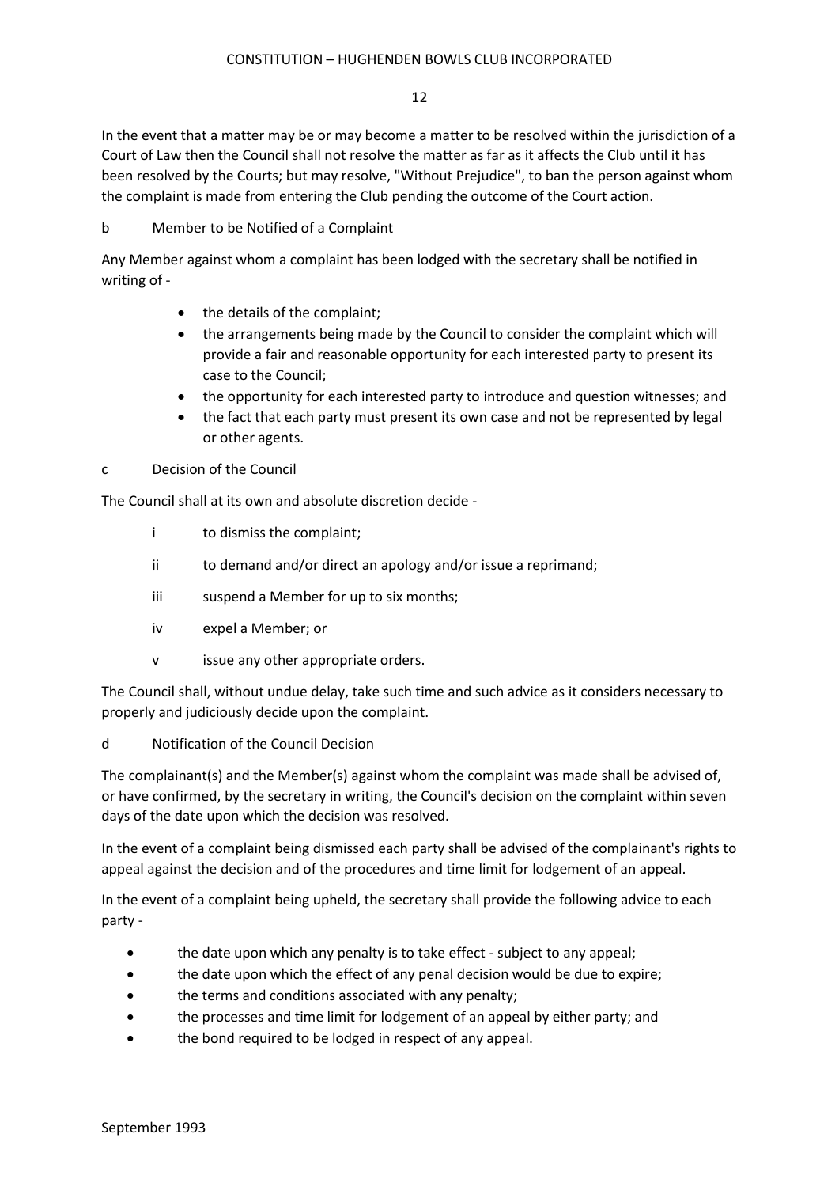In the event that a matter may be or may become a matter to be resolved within the jurisdiction of a Court of Law then the Council shall not resolve the matter as far as it affects the Club until it has been resolved by the Courts; but may resolve, "Without Prejudice", to ban the person against whom the complaint is made from entering the Club pending the outcome of the Court action.

b Member to be Notified of a Complaint

Any Member against whom a complaint has been lodged with the secretary shall be notified in writing of -

- the details of the complaint;
- the arrangements being made by the Council to consider the complaint which will provide a fair and reasonable opportunity for each interested party to present its case to the Council;
- the opportunity for each interested party to introduce and question witnesses; and
- the fact that each party must present its own case and not be represented by legal or other agents.

c Decision of the Council

The Council shall at its own and absolute discretion decide -

i to dismiss the complaint;

ii to demand and/or direct an apology and/or issue a reprimand;

iii suspend a Member for up to six months;

iv expel a Member; or

v issue any other appropriate orders.

The Council shall, without undue delay, take such time and such advice as it considers necessary to properly and judiciously decide upon the complaint.

d Notification of the Council Decision

The complainant(s) and the Member(s) against whom the complaint was made shall be advised of, or have confirmed, by the secretary in writing, the Council's decision on the complaint within seven days of the date upon which the decision was resolved.

In the event of a complaint being dismissed each party shall be advised of the complainant's rights to appeal against the decision and of the procedures and time limit for lodgement of an appeal.

In the event of a complaint being upheld, the secretary shall provide the following advice to each party -

- the date upon which any penalty is to take effect - subject to any appeal;
- the date upon which the effect of any penal decision would be due to expire;
- the terms and conditions associated with any penalty;
- the processes and time limit for lodgement of an appeal by either party; and
- the bond required to be lodged in respect of any appeal.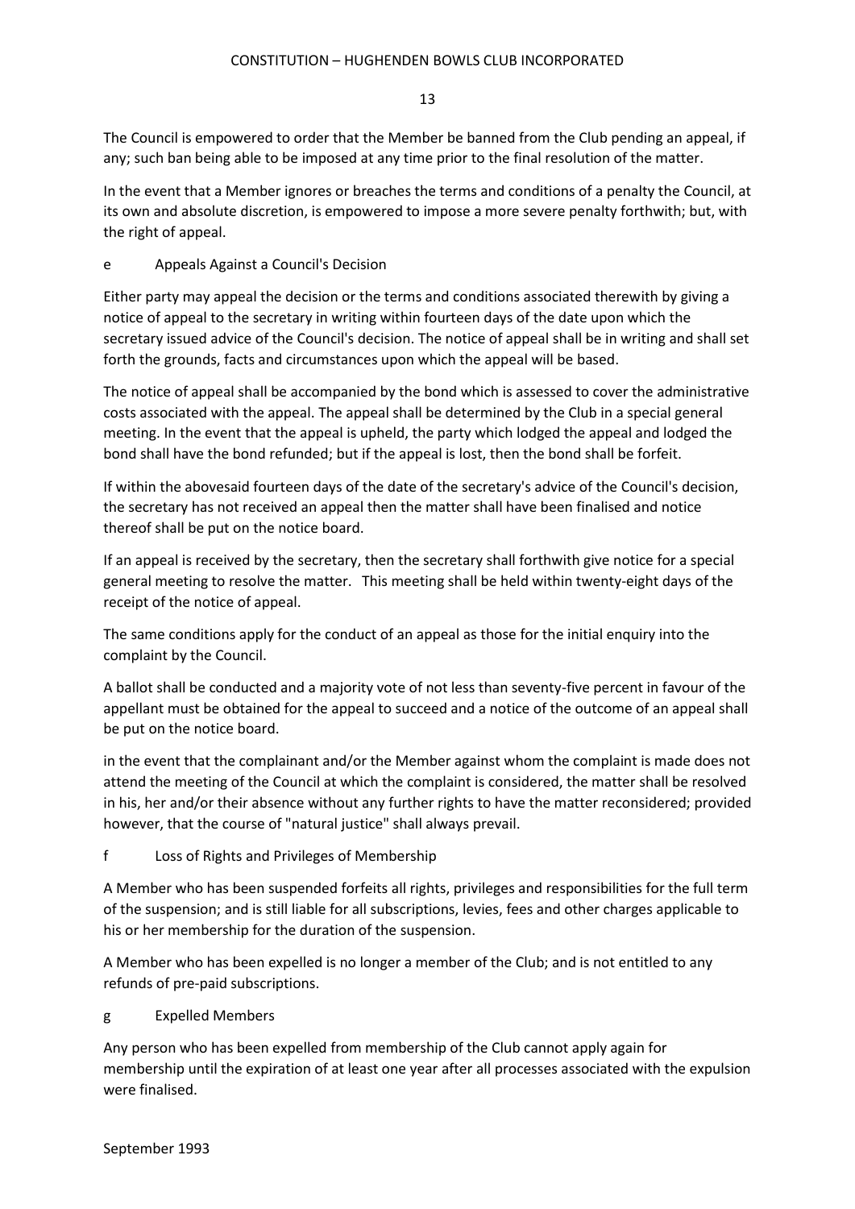The Council is empowered to order that the Member be banned from the Club pending an appeal, if any; such ban being able to be imposed at any time prior to the final resolution of the matter.

In the event that a Member ignores or breaches the terms and conditions of a penalty the Council, at its own and absolute discretion, is empowered to impose a more severe penalty forthwith; but, with the right of appeal.

e Appeals Against a Council's Decision

Either party may appeal the decision or the terms and conditions associated therewith by giving a notice of appeal to the secretary in writing within fourteen days of the date upon which the secretary issued advice of the Council's decision. The notice of appeal shall be in writing and shall set forth the grounds, facts and circumstances upon which the appeal will be based.

The notice of appeal shall be accompanied by the bond which is assessed to cover the administrative costs associated with the appeal. The appeal shall be determined by the Club in a special general meeting. In the event that the appeal is upheld, the party which lodged the appeal and lodged the bond shall have the bond refunded; but if the appeal is lost, then the bond shall be forfeit.

If within the abovesaid fourteen days of the date of the secretary's advice of the Council's decision, the secretary has not received an appeal then the matter shall have been finalised and notice thereof shall be put on the notice board.

If an appeal is received by the secretary, then the secretary shall forthwith give notice for a special general meeting to resolve the matter. This meeting shall be held within twenty-eight days of the receipt of the notice of appeal.

The same conditions apply for the conduct of an appeal as those for the initial enquiry into the complaint by the Council.

A ballot shall be conducted and a majority vote of not less than seventy-five percent in favour of the appellant must be obtained for the appeal to succeed and a notice of the outcome of an appeal shall be put on the notice board.

in the event that the complainant and/or the Member against whom the complaint is made does not attend the meeting of the Council at which the complaint is considered, the matter shall be resolved in his, her and/or their absence without any further rights to have the matter reconsidered; provided however, that the course of "natural justice" shall always prevail.

f Loss of Rights and Privileges of Membership

A Member who has been suspended forfeits all rights, privileges and responsibilities for the full term of the suspension; and is still liable for all subscriptions, levies, fees and other charges applicable to his or her membership for the duration of the suspension.

A Member who has been expelled is no longer a member of the Club; and is not entitled to any refunds of pre-paid subscriptions.

g Expelled Members

Any person who has been expelled from membership of the Club cannot apply again for membership until the expiration of at least one year after all processes associated with the expulsion were finalised.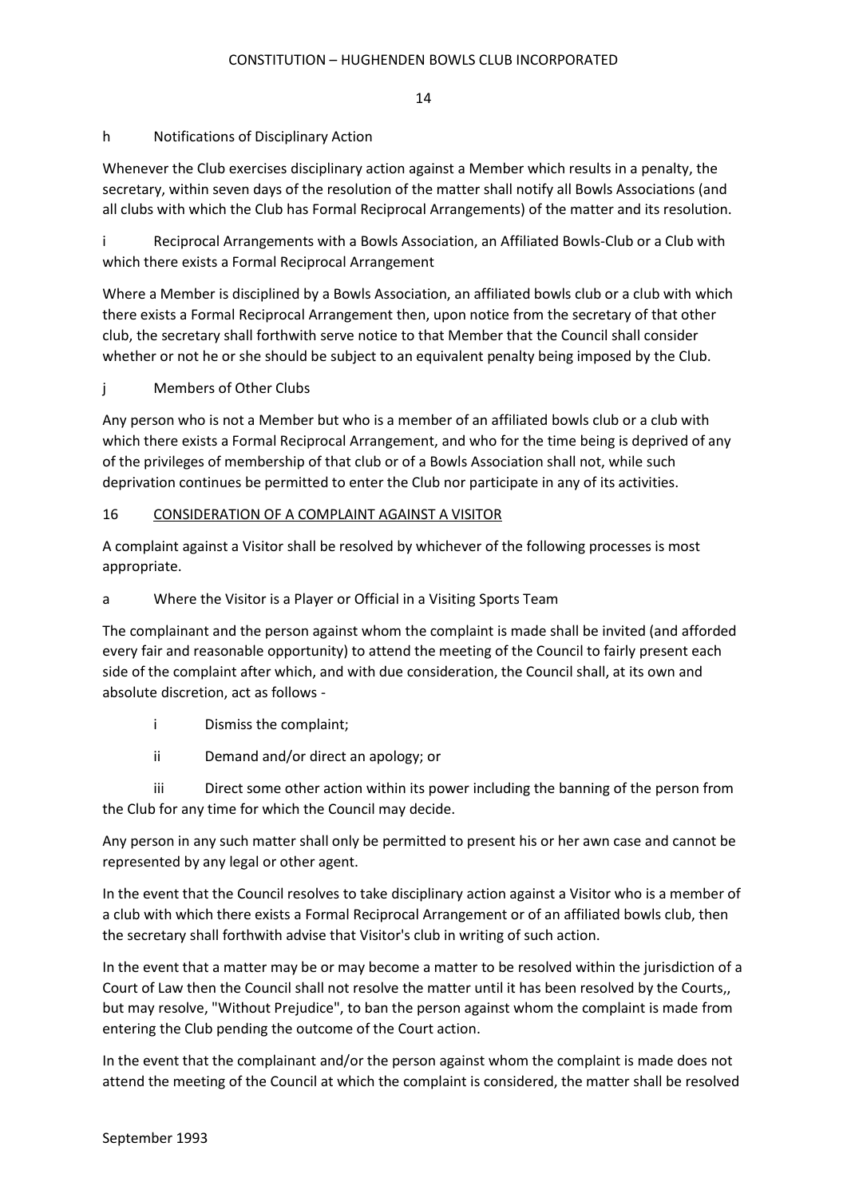h Notifications of Disciplinary Action

Whenever the Club exercises disciplinary action against a Member which results in a penalty, the secretary, within seven days of the resolution of the matter shall notify all Bowls Associations (and all clubs with which the Club has Formal Reciprocal Arrangements) of the matter and its resolution.

i Reciprocal Arrangements with a Bowls Association, an Affiliated Bowls-Club or a Club with which there exists a Formal Reciprocal Arrangement

Where a Member is disciplined by a Bowls Association, an affiliated bowls club or a club with which there exists a Formal Reciprocal Arrangement then, upon notice from the secretary of that other club, the secretary shall forthwith serve notice to that Member that the Council shall consider whether or not he or she should be subject to an equivalent penalty being imposed by the Club.

j Members of Other Clubs

Any person who is not a Member but who is a member of an affiliated bowls club or a club with which there exists a Formal Reciprocal Arrangement, and who for the time being is deprived of any of the privileges of membership of that club or of a Bowls Association shall not, while such deprivation continues be permitted to enter the Club nor participate in any of its activities.

## 16 CONSIDERATION OF A COMPLAINT AGAINST A VISITOR

A complaint against a Visitor shall be resolved by whichever of the following processes is most appropriate.

a Where the Visitor is a Player or Official in a Visiting Sports Team

The complainant and the person against whom the complaint is made shall be invited (and afforded every fair and reasonable opportunity) to attend the meeting of the Council to fairly present each side of the complaint after which, and with due consideration, the Council shall, at its own and absolute discretion, act as follows -

- i Dismiss the complaint;
- ii Demand and/or direct an apology; or
- iii Direct some other action within its power including the banning of the person from the Club for any time for which the Council may decide.

Any person in any such matter shall only be permitted to present his or her awn case and cannot be represented by any legal or other agent.

In the event that the Council resolves to take disciplinary action against a Visitor who is a member of a club with which there exists a Formal Reciprocal Arrangement or of an affiliated bowls club, then the secretary shall forthwith advise that Visitor's club in writing of such action.

In the event that a matter may be or may become a matter to be resolved within the jurisdiction of a Court of Law then the Council shall not resolve the matter until it has been resolved by the Courts,, but may resolve, "Without Prejudice", to ban the person against whom the complaint is made from entering the Club pending the outcome of the Court action.

In the event that the complainant and/or the person against whom the complaint is made does not attend the meeting of the Council at which the complaint is considered, the matter shall be resolved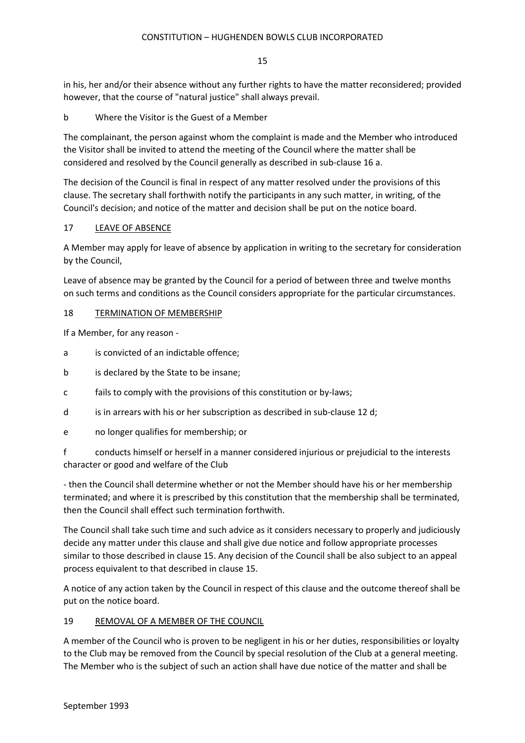in his, her and/or their absence without any further rights to have the matter reconsidered; provided however, that the course of "natural justice" shall always prevail.

b Where the Visitor is the Guest of a Member

The complainant, the person against whom the complaint is made and the Member who introduced the Visitor shall be invited to attend the meeting of the Council where the matter shall be considered and resolved by the Council generally as described in sub-clause 16 a.

The decision of the Council is final in respect of any matter resolved under the provisions of this clause. The secretary shall forthwith notify the participants in any such matter, in writing, of the Council's decision; and notice of the matter and decision shall be put on the notice board.

## 17 LEAVE OF ABSENCE

A Member may apply for leave of absence by application in writing to the secretary for consideration by the Council,

Leave of absence may be granted by the Council for a period of between three and twelve months on such terms and conditions as the Council considers appropriate for the particular circumstances.

## 18 TERMINATION OF MEMBERSHIP

If a Member, for any reason -

a is convicted of an indictable offence;

b is declared by the State to be insane;

c fails to comply with the provisions of this constitution or by-laws;

d is in arrears with his or her subscription as described in sub-clause 12 d;

e no longer qualifies for membership; or

f conducts himself or herself in a manner considered injurious or prejudicial to the interests character or good and welfare of the Club

- then the Council shall determine whether or not the Member should have his or her membership terminated; and where it is prescribed by this constitution that the membership shall be terminated, then the Council shall effect such termination forthwith.

The Council shall take such time and such advice as it considers necessary to properly and judiciously decide any matter under this clause and shall give due notice and follow appropriate processes similar to those described in clause 15. Any decision of the Council shall be also subject to an appeal process equivalent to that described in clause 15.

A notice of any action taken by the Council in respect of this clause and the outcome thereof shall be put on the notice board.

## 19 REMOVAL OF A MEMBER OF THE COUNCIL

A member of the Council who is proven to be negligent in his or her duties, responsibilities or loyalty to the Club may be removed from the Council by special resolution of the Club at a general meeting. The Member who is the subject of such an action shall have due notice of the matter and shall be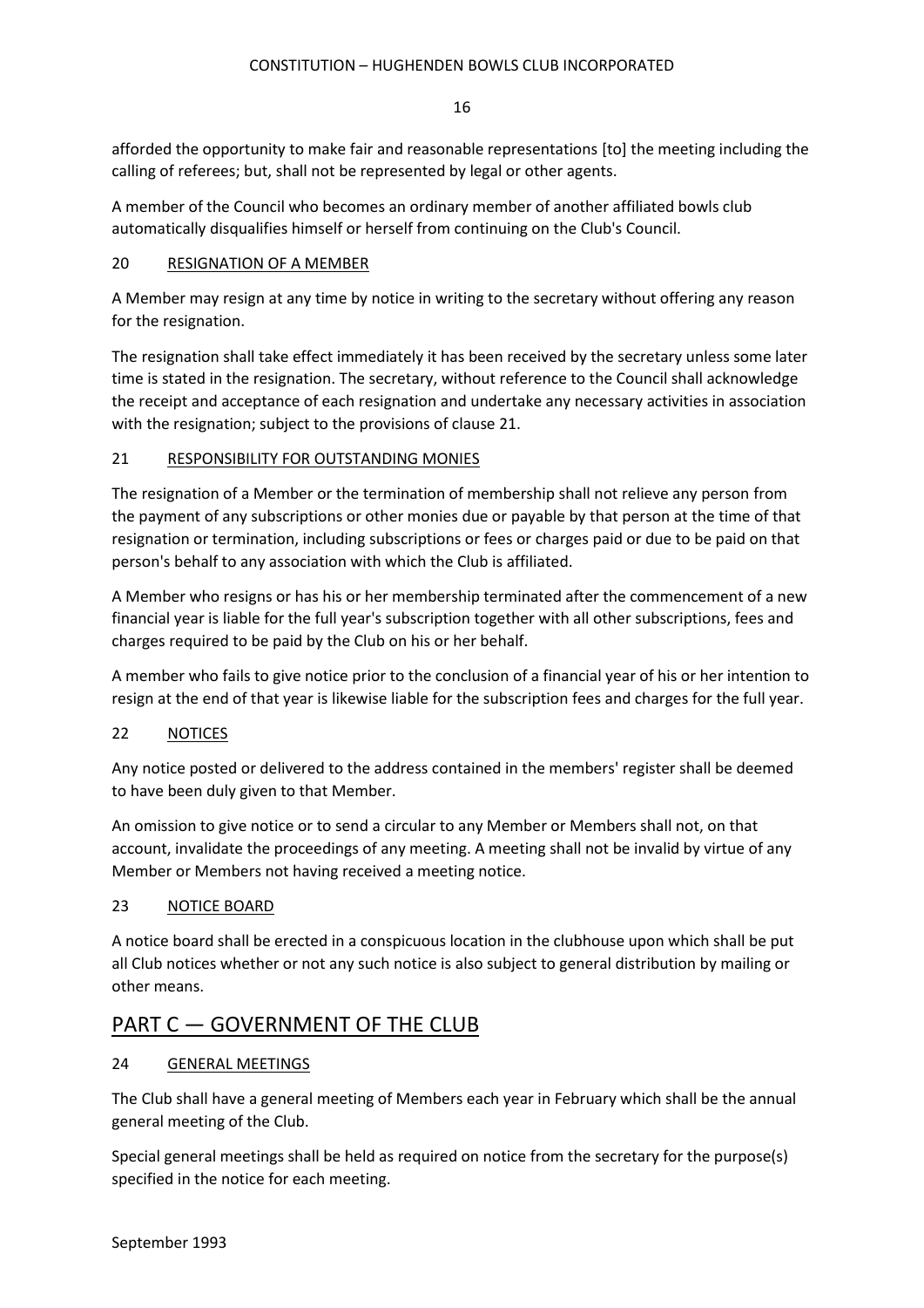afforded the opportunity to make fair and reasonable representations [to] the meeting including the calling of referees; but, shall not be represented by legal or other agents.

A member of the Council who becomes an ordinary member of another affiliated bowls club automatically disqualifies himself or herself from continuing on the Club's Council.

### 20 RESIGNATION OF A MEMBER

A Member may resign at any time by notice in writing to the secretary without offering any reason for the resignation.

The resignation shall take effect immediately it has been received by the secretary unless some later time is stated in the resignation. The secretary, without reference to the Council shall acknowledge the receipt and acceptance of each resignation and undertake any necessary activities in association with the resignation; subject to the provisions of clause 21.

### 21 RESPONSIBILITY FOR OUTSTANDING MONIES

The resignation of a Member or the termination of membership shall not relieve any person from the payment of any subscriptions or other monies due or payable by that person at the time of that resignation or termination, including subscriptions or fees or charges paid or due to be paid on that person's behalf to any association with which the Club is affiliated.

A Member who resigns or has his or her membership terminated after the commencement of a new financial year is liable for the full year's subscription together with all other subscriptions, fees and charges required to be paid by the Club on his or her behalf.

A member who fails to give notice prior to the conclusion of a financial year of his or her intention to resign at the end of that year is likewise liable for the subscription fees and charges for the full year.

### 22 NOTICES

Any notice posted or delivered to the address contained in the members' register shall be deemed to have been duly given to that Member.

An omission to give notice or to send a circular to any Member or Members shall not, on that account, invalidate the proceedings of any meeting. A meeting shall not be invalid by virtue of any Member or Members not having received a meeting notice.

### 23 NOTICE BOARD

A notice board shall be erected in a conspicuous location in the clubhouse upon which shall be put all Club notices whether or not any such notice is also subject to general distribution by mailing or other means.

## PART C — GOVERNMENT OF THE CLUB

### 24 GENERAL MEETINGS

The Club shall have a general meeting of Members each year in February which shall be the annual general meeting of the Club.

Special general meetings shall be held as required on notice from the secretary for the purpose(s) specified in the notice for each meeting.

September 1993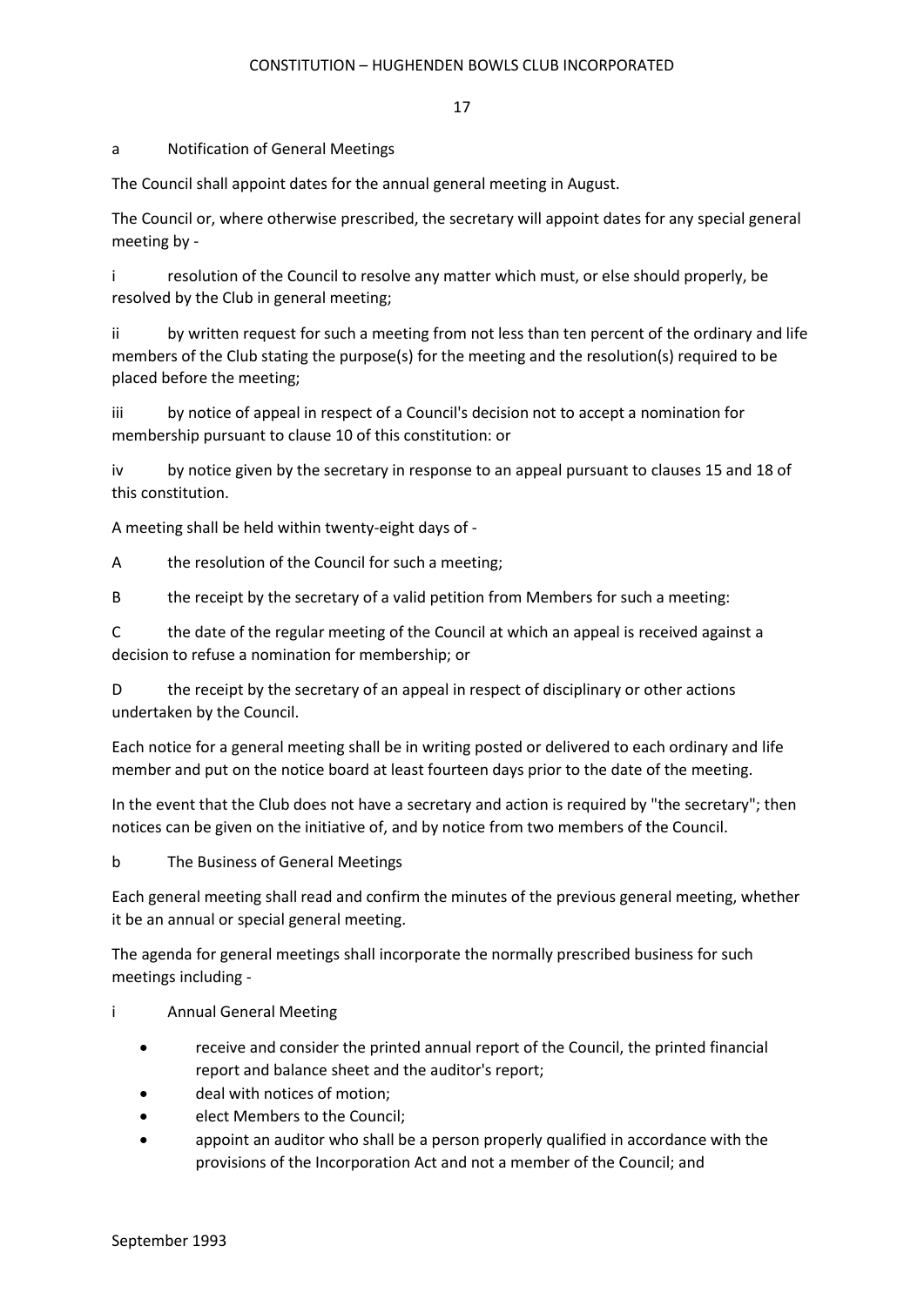a Notification of General Meetings

The Council shall appoint dates for the annual general meeting in August.

The Council or, where otherwise prescribed, the secretary will appoint dates for any special general meeting by -

i resolution of the Council to resolve any matter which must, or else should properly, be resolved by the Club in general meeting;

ii by written request for such a meeting from not less than ten percent of the ordinary and life members of the Club stating the purpose(s) for the meeting and the resolution(s) required to be placed before the meeting;

iii by notice of appeal in respect of a Council's decision not to accept a nomination for membership pursuant to clause 10 of this constitution: or

iv by notice given by the secretary in response to an appeal pursuant to clauses 15 and 18 of this constitution.

A meeting shall be held within twenty-eight days of -

A the resolution of the Council for such a meeting;

B the receipt by the secretary of a valid petition from Members for such a meeting:

C the date of the regular meeting of the Council at which an appeal is received against a decision to refuse a nomination for membership; or

D the receipt by the secretary of an appeal in respect of disciplinary or other actions undertaken by the Council.

Each notice for a general meeting shall be in writing posted or delivered to each ordinary and life member and put on the notice board at least fourteen days prior to the date of the meeting.

In the event that the Club does not have a secretary and action is required by "the secretary"; then notices can be given on the initiative of, and by notice from two members of the Council.

b The Business of General Meetings

Each general meeting shall read and confirm the minutes of the previous general meeting, whether it be an annual or special general meeting.

The agenda for general meetings shall incorporate the normally prescribed business for such meetings including -

i Annual General Meeting

- receive and consider the printed annual report of the Council, the printed financial report and balance sheet and the auditor's report;
- deal with notices of motion;
- elect Members to the Council;
- appoint an auditor who shall be a person properly qualified in accordance with the provisions of the Incorporation Act and not a member of the Council; and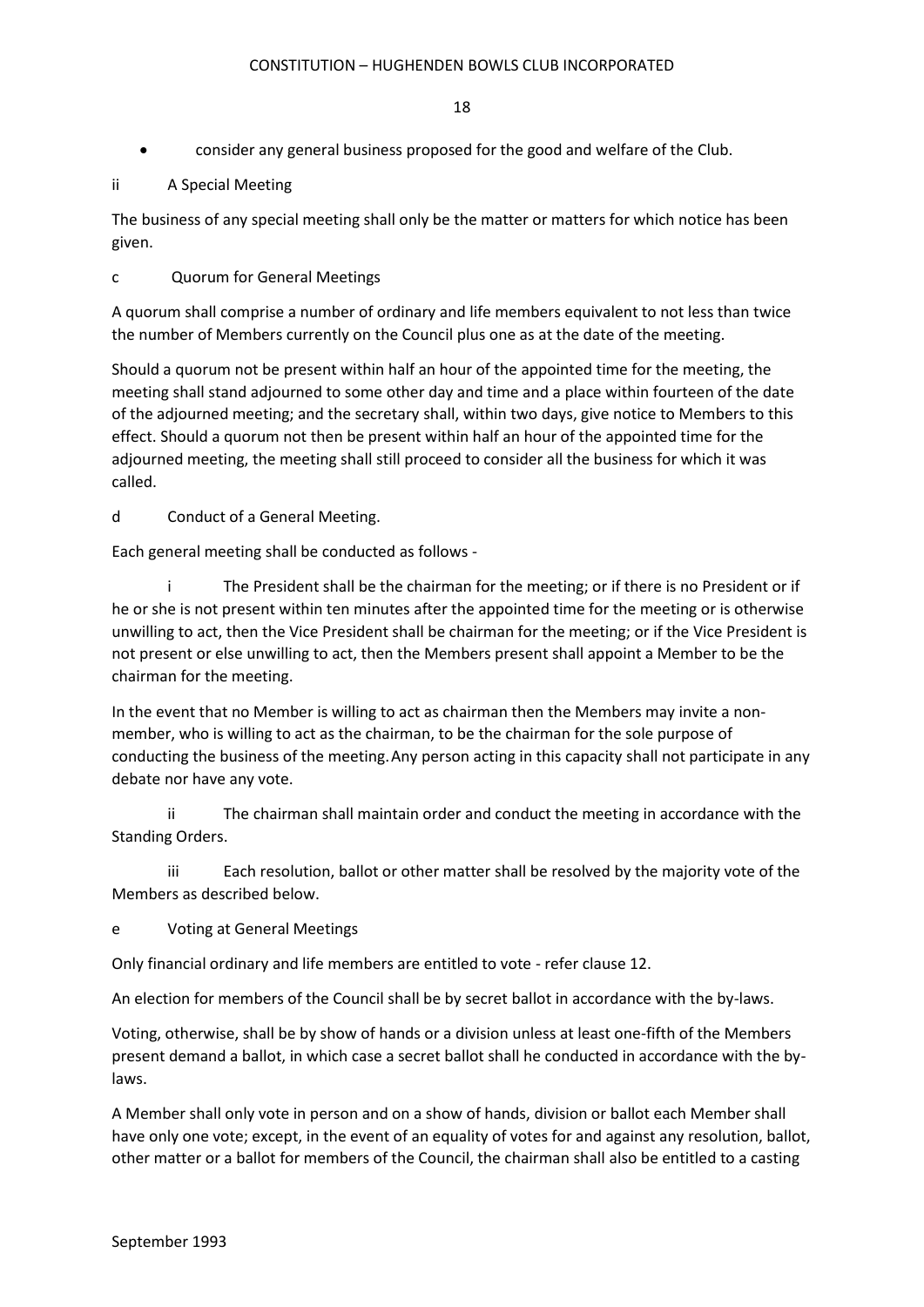- consider any general business proposed for the good and welfare of the Club.

ii A Special Meeting

The business of any special meeting shall only be the matter or matters for which notice has been given.

c Quorum for General Meetings

A quorum shall comprise a number of ordinary and life members equivalent to not less than twice the number of Members currently on the Council plus one as at the date of the meeting.

Should a quorum not be present within half an hour of the appointed time for the meeting, the meeting shall stand adjourned to some other day and time and a place within fourteen of the date of the adjourned meeting; and the secretary shall, within two days, give notice to Members to this effect. Should a quorum not then be present within half an hour of the appointed time for the adjourned meeting, the meeting shall still proceed to consider all the business for which it was called.

d Conduct of a General Meeting.

Each general meeting shall be conducted as follows -

i The President shall be the chairman for the meeting; or if there is no President or if he or she is not present within ten minutes after the appointed time for the meeting or is otherwise unwilling to act, then the Vice President shall be chairman for the meeting; or if the Vice President is not present or else unwilling to act, then the Members present shall appoint a Member to be the chairman for the meeting.

In the event that no Member is willing to act as chairman then the Members may invite a non-member, who is willing to act as the chairman, to be the chairman for the sole purpose of conducting the business of the meeting. Any person acting in this capacity shall not participate in any debate nor have any vote.

ii The chairman shall maintain order and conduct the meeting in accordance with the Standing Orders.

iii Each resolution, ballot or other matter shall be resolved by the majority vote of the Members as described below.

e Voting at General Meetings

Only financial ordinary and life members are entitled to vote - refer clause 12.

An election for members of the Council shall be by secret ballot in accordance with the by-laws.

Voting, otherwise, shall be by show of hands or a division unless at least one-fifth of the Members present demand a ballot, in which case a secret ballot shall he conducted in accordance with the by-laws.

A Member shall only vote in person and on a show of hands, division or ballot each Member shall have only one vote; except, in the event of an equality of votes for and against any resolution, ballot, other matter or a ballot for members of the Council, the chairman shall also be entitled to a casting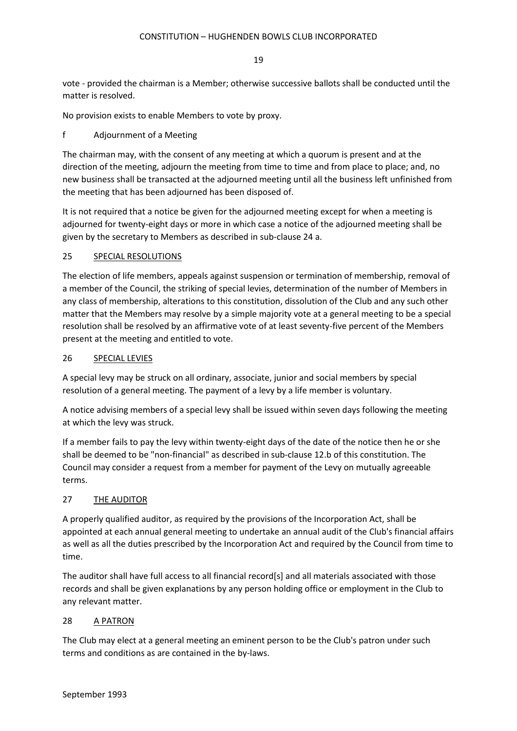vote - provided the chairman is a Member; otherwise successive ballots shall be conducted until the matter is resolved.

No provision exists to enable Members to vote by proxy.

f Adjournment of a Meeting

The chairman may, with the consent of any meeting at which a quorum is present and at the direction of the meeting, adjourn the meeting from time to time and from place to place; and, no new business shall be transacted at the adjourned meeting until all the business left unfinished from the meeting that has been adjourned has been disposed of.

It is not required that a notice be given for the adjourned meeting except for when a meeting is adjourned for twenty-eight days or more in which case a notice of the adjourned meeting shall be given by the secretary to Members as described in sub-clause 24 a.

## 25 SPECIAL RESOLUTIONS

The election of life members, appeals against suspension or termination of membership, removal of a member of the Council, the striking of special levies, determination of the number of Members in any class of membership, alterations to this constitution, dissolution of the Club and any such other matter that the Members may resolve by a simple majority vote at a general meeting to be a special resolution shall be resolved by an affirmative vote of at least seventy-five percent of the Members present at the meeting and entitled to vote.

## 26 SPECIAL LEVIES

A special levy may be struck on all ordinary, associate, junior and social members by special resolution of a general meeting. The payment of a levy by a life member is voluntary.

A notice advising members of a special levy shall be issued within seven days following the meeting at which the levy was struck.

If a member fails to pay the levy within twenty-eight days of the date of the notice then he or she shall be deemed to be "non-financial" as described in sub-clause 12.b of this constitution. The Council may consider a request from a member for payment of the Levy on mutually agreeable terms.

## 27 THE AUDITOR

A properly qualified auditor, as required by the provisions of the Incorporation Act, shall be appointed at each annual general meeting to undertake an annual audit of the Club's financial affairs as well as all the duties prescribed by the Incorporation Act and required by the Council from time to time.

The auditor shall have full access to all financial record[s] and all materials associated with those records and shall be given explanations by any person holding office or employment in the Club to any relevant matter.

## 28 A PATRON

The Club may elect at a general meeting an eminent person to be the Club's patron under such terms and conditions as are contained in the by-laws.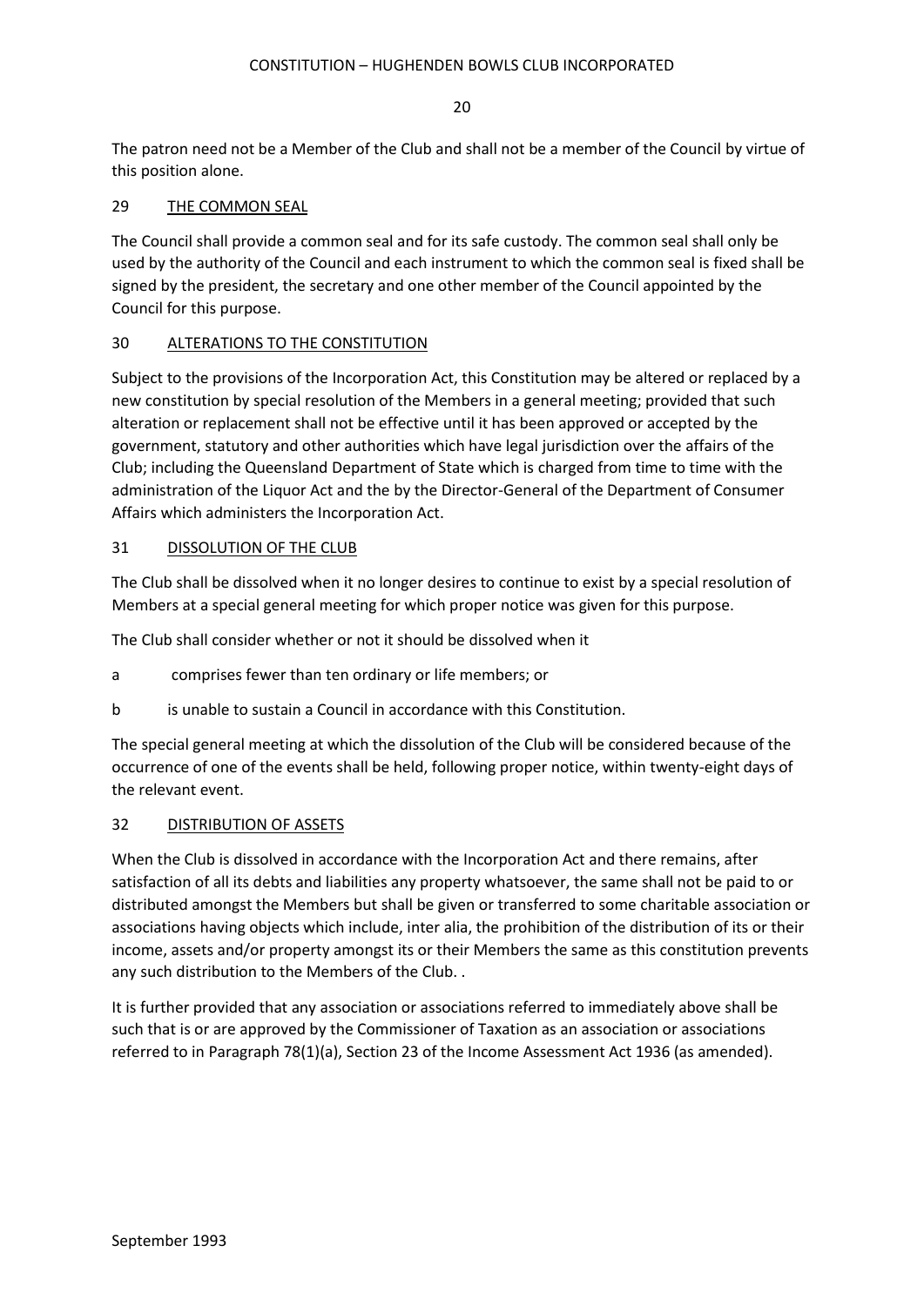The patron need not be a Member of the Club and shall not be a member of the Council by virtue of this position alone.

## 29 THE COMMON SEAL

The Council shall provide a common seal and for its safe custody. The common seal shall only be used by the authority of the Council and each instrument to which the common seal is fixed shall be signed by the president, the secretary and one other member of the Council appointed by the Council for this purpose.

## 30 ALTERATIONS TO THE CONSTITUTION

Subject to the provisions of the Incorporation Act, this Constitution may be altered or replaced by a new constitution by special resolution of the Members in a general meeting; provided that such alteration or replacement shall not be effective until it has been approved or accepted by the government, statutory and other authorities which have legal jurisdiction over the affairs of the Club; including the Queensland Department of State which is charged from time to time with the administration of the Liquor Act and the by the Director-General of the Department of Consumer Affairs which administers the Incorporation Act.

## 31 DISSOLUTION OF THE CLUB

The Club shall be dissolved when it no longer desires to continue to exist by a special resolution of Members at a special general meeting for which proper notice was given for this purpose.

The Club shall consider whether or not it should be dissolved when it

a comprises fewer than ten ordinary or life members; or

b is unable to sustain a Council in accordance with this Constitution.

The special general meeting at which the dissolution of the Club will be considered because of the occurrence of one of the events shall be held, following proper notice, within twenty-eight days of the relevant event.

## 32 DISTRIBUTION OF ASSETS

When the Club is dissolved in accordance with the Incorporation Act and there remains, after satisfaction of all its debts and liabilities any property whatsoever, the same shall not be paid to or distributed amongst the Members but shall be given or transferred to some charitable association or associations having objects which include, inter alia, the prohibition of the distribution of its or their income, assets and/or property amongst its or their Members the same as this constitution prevents any such distribution to the Members of the Club. .

It is further provided that any association or associations referred to immediately above shall be such that is or are approved by the Commissioner of Taxation as an association or associations referred to in Paragraph 78(1)(a), Section 23 of the Income Assessment Act 1936 (as amended).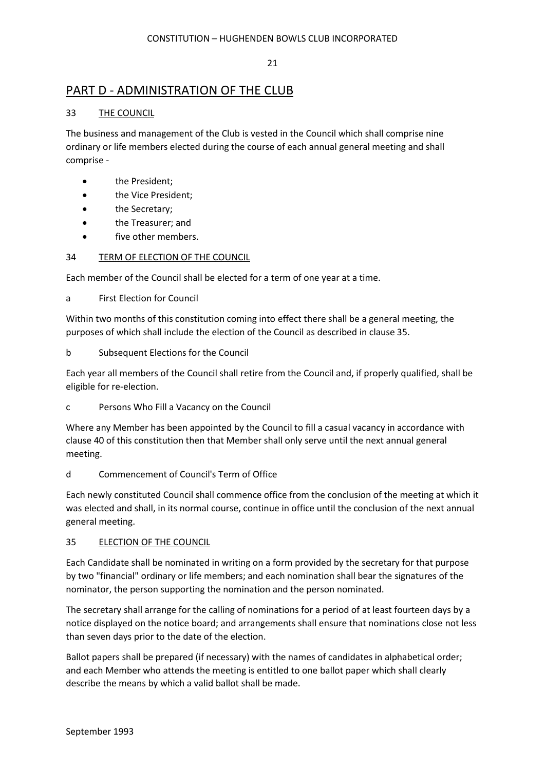## PART D - ADMINISTRATION OF THE CLUB

### 33 THE COUNCIL

The business and management of the Club is vested in the Council which shall comprise nine ordinary or life members elected during the course of each annual general meeting and shall comprise -

- the President;
- the Vice President;
- the Secretary;
- the Treasurer; and
- five other members.

### 34 TERM OF ELECTION OF THE COUNCIL

Each member of the Council shall be elected for a term of one year at a time.

a First Election for Council

Within two months of this constitution coming into effect there shall be a general meeting, the purposes of which shall include the election of the Council as described in clause 35.

b Subsequent Elections for the Council

Each year all members of the Council shall retire from the Council and, if properly qualified, shall be eligible for re-election.

c Persons Who Fill a Vacancy on the Council

Where any Member has been appointed by the Council to fill a casual vacancy in accordance with clause 40 of this constitution then that Member shall only serve until the next annual general meeting.

d Commencement of Council's Term of Office

Each newly constituted Council shall commence office from the conclusion of the meeting at which it was elected and shall, in its normal course, continue in office until the conclusion of the next annual general meeting.

### 35 ELECTION OF THE COUNCIL

Each Candidate shall be nominated in writing on a form provided by the secretary for that purpose by two "financial" ordinary or life members; and each nomination shall bear the signatures of the nominator, the person supporting the nomination and the person nominated.

The secretary shall arrange for the calling of nominations for a period of at least fourteen days by a notice displayed on the notice board; and arrangements shall ensure that nominations close not less than seven days prior to the date of the election.

Ballot papers shall be prepared (if necessary) with the names of candidates in alphabetical order; and each Member who attends the meeting is entitled to one ballot paper which shall clearly describe the means by which a valid ballot shall be made.

September 1993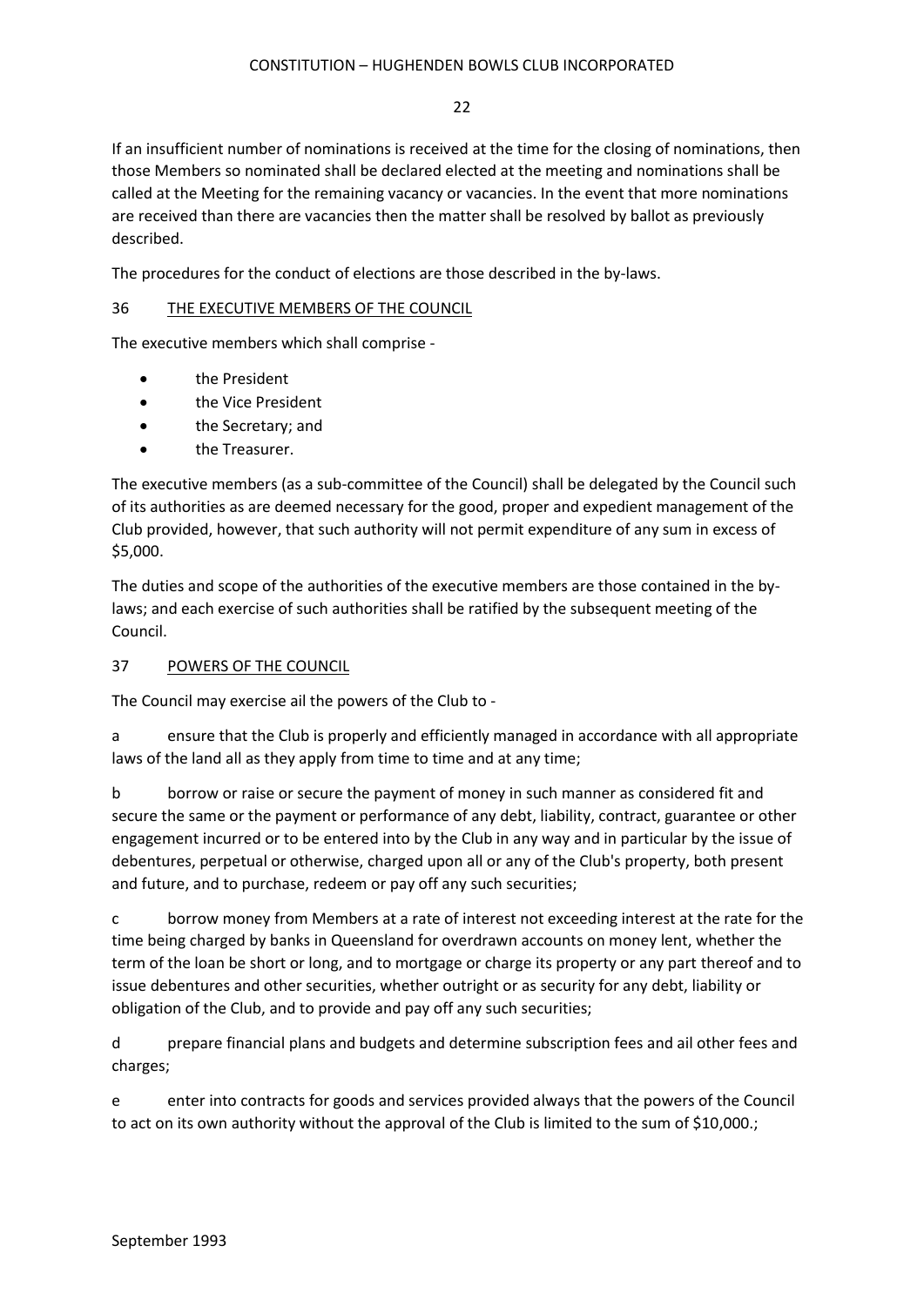If an insufficient number of nominations is received at the time for the closing of nominations, then those Members so nominated shall be declared elected at the meeting and nominations shall be called at the Meeting for the remaining vacancy or vacancies. In the event that more nominations are received than there are vacancies then the matter shall be resolved by ballot as previously described.

The procedures for the conduct of elections are those described in the by-laws.

## 36 THE EXECUTIVE MEMBERS OF THE COUNCIL

The executive members which shall comprise -

- the President
- the Vice President
- the Secretary; and
- the Treasurer.

The executive members (as a sub-committee of the Council) shall be delegated by the Council such of its authorities as are deemed necessary for the good, proper and expedient management of the Club provided, however, that such authority will not permit expenditure of any sum in excess of $5,000.

The duties and scope of the authorities of the executive members are those contained in the by-laws; and each exercise of such authorities shall be ratified by the subsequent meeting of the Council.

## 37 POWERS OF THE COUNCIL

The Council may exercise ail the powers of the Club to -

a ensure that the Club is properly and efficiently managed in accordance with all appropriate laws of the land all as they apply from time to time and at any time;

b borrow or raise or secure the payment of money in such manner as considered fit and secure the same or the payment or performance of any debt, liability, contract, guarantee or other engagement incurred or to be entered into by the Club in any way and in particular by the issue of debentures, perpetual or otherwise, charged upon all or any of the Club's property, both present and future, and to purchase, redeem or pay off any such securities;

c borrow money from Members at a rate of interest not exceeding interest at the rate for the time being charged by banks in Queensland for overdrawn accounts on money lent, whether the term of the loan be short or long, and to mortgage or charge its property or any part thereof and to issue debentures and other securities, whether outright or as security for any debt, liability or obligation of the Club, and to provide and pay off any such securities;

d prepare financial plans and budgets and determine subscription fees and ail other fees and charges;

e enter into contracts for goods and services provided always that the powers of the Council to act on its own authority without the approval of the Club is limited to the sum of $10,000.;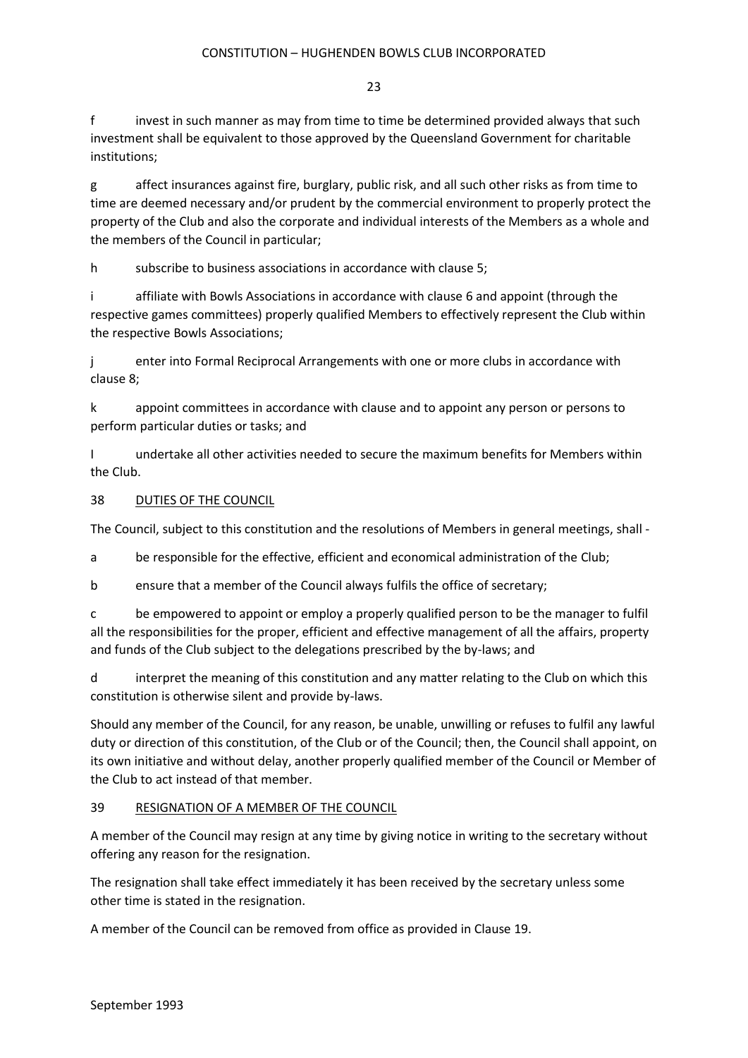f invest in such manner as may from time to time be determined provided always that such investment shall be equivalent to those approved by the Queensland Government for charitable institutions;

g affect insurances against fire, burglary, public risk, and all such other risks as from time to time are deemed necessary and/or prudent by the commercial environment to properly protect the property of the Club and also the corporate and individual interests of the Members as a whole and the members of the Council in particular;

h subscribe to business associations in accordance with clause 5;

i affiliate with Bowls Associations in accordance with clause 6 and appoint (through the respective games committees) properly qualified Members to effectively represent the Club within the respective Bowls Associations;

j enter into Formal Reciprocal Arrangements with one or more clubs in accordance with clause 8;

k appoint committees in accordance with clause and to appoint any person or persons to perform particular duties or tasks; and

I undertake all other activities needed to secure the maximum benefits for Members within the Club.

## 38 DUTIES OF THE COUNCIL

The Council, subject to this constitution and the resolutions of Members in general meetings, shall -

a be responsible for the effective, efficient and economical administration of the Club;

b ensure that a member of the Council always fulfils the office of secretary;

c be empowered to appoint or employ a properly qualified person to be the manager to fulfil all the responsibilities for the proper, efficient and effective management of all the affairs, property and funds of the Club subject to the delegations prescribed by the by-laws; and

d interpret the meaning of this constitution and any matter relating to the Club on which this constitution is otherwise silent and provide by-laws.

Should any member of the Council, for any reason, be unable, unwilling or refuses to fulfil any lawful duty or direction of this constitution, of the Club or of the Council; then, the Council shall appoint, on its own initiative and without delay, another properly qualified member of the Council or Member of the Club to act instead of that member.

## 39 RESIGNATION OF A MEMBER OF THE COUNCIL

A member of the Council may resign at any time by giving notice in writing to the secretary without offering any reason for the resignation.

The resignation shall take effect immediately it has been received by the secretary unless some other time is stated in the resignation.

A member of the Council can be removed from office as provided in Clause 19.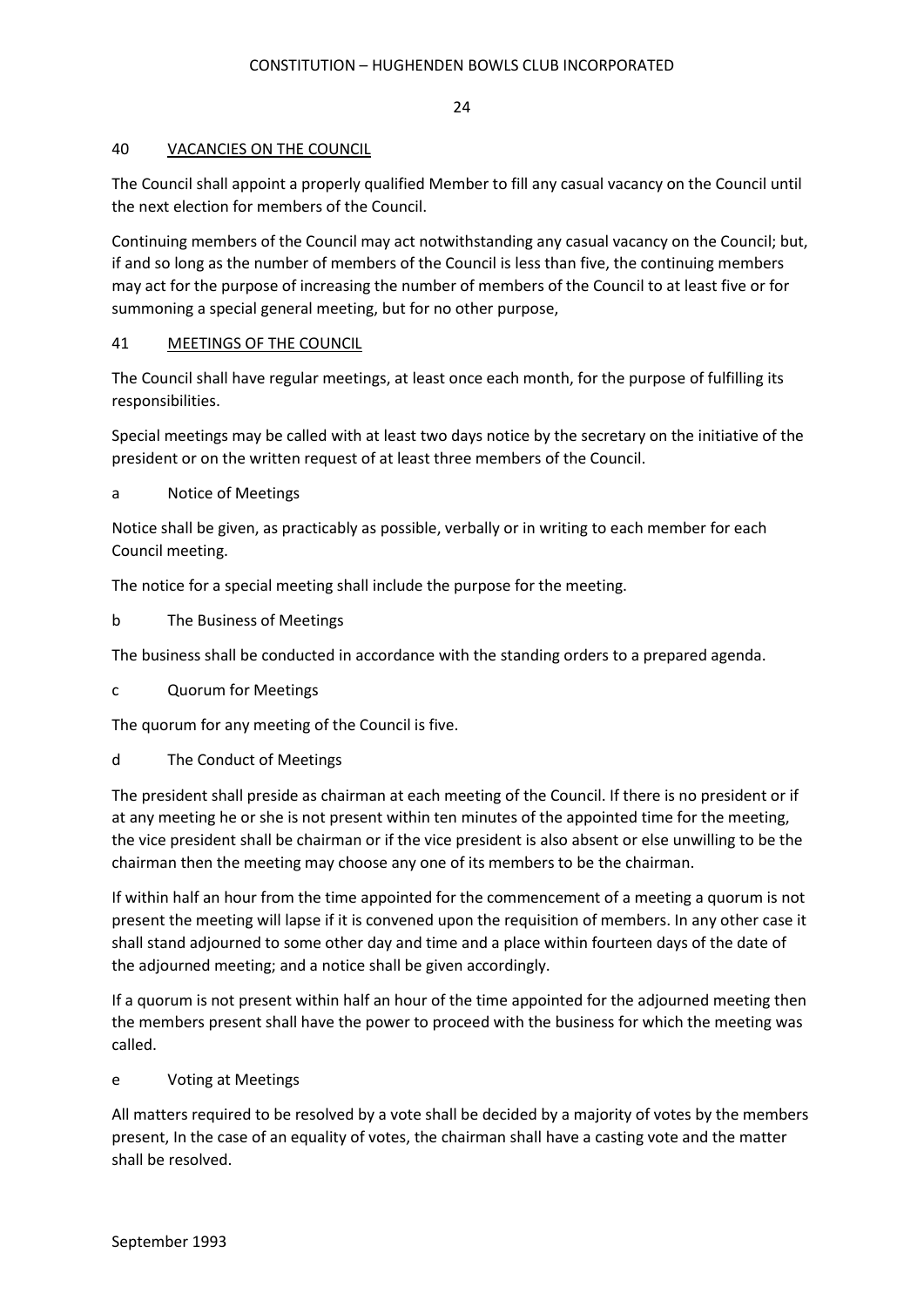## 40 VACANCIES ON THE COUNCIL

The Council shall appoint a properly qualified Member to fill any casual vacancy on the Council until the next election for members of the Council.

Continuing members of the Council may act notwithstanding any casual vacancy on the Council; but, if and so long as the number of members of the Council is less than five, the continuing members may act for the purpose of increasing the number of members of the Council to at least five or for summoning a special general meeting, but for no other purpose,

## 41 MEETINGS OF THE COUNCIL

The Council shall have regular meetings, at least once each month, for the purpose of fulfilling its responsibilities.

Special meetings may be called with at least two days notice by the secretary on the initiative of the president or on the written request of at least three members of the Council.

### a Notice of Meetings

Notice shall be given, as practicably as possible, verbally or in writing to each member for each Council meeting.

The notice for a special meeting shall include the purpose for the meeting.

### b The Business of Meetings

The business shall be conducted in accordance with the standing orders to a prepared agenda.

### c Quorum for Meetings

The quorum for any meeting of the Council is five.

### d The Conduct of Meetings

The president shall preside as chairman at each meeting of the Council. If there is no president or if at any meeting he or she is not present within ten minutes of the appointed time for the meeting, the vice president shall be chairman or if the vice president is also absent or else unwilling to be the chairman then the meeting may choose any one of its members to be the chairman.

If within half an hour from the time appointed for the commencement of a meeting a quorum is not present the meeting will lapse if it is convened upon the requisition of members. In any other case it shall stand adjourned to some other day and time and a place within fourteen days of the date of the adjourned meeting; and a notice shall be given accordingly.

If a quorum is not present within half an hour of the time appointed for the adjourned meeting then the members present shall have the power to proceed with the business for which the meeting was called.

### e Voting at Meetings

All matters required to be resolved by a vote shall be decided by a majority of votes by the members present, In the case of an equality of votes, the chairman shall have a casting vote and the matter shall be resolved.

September 1993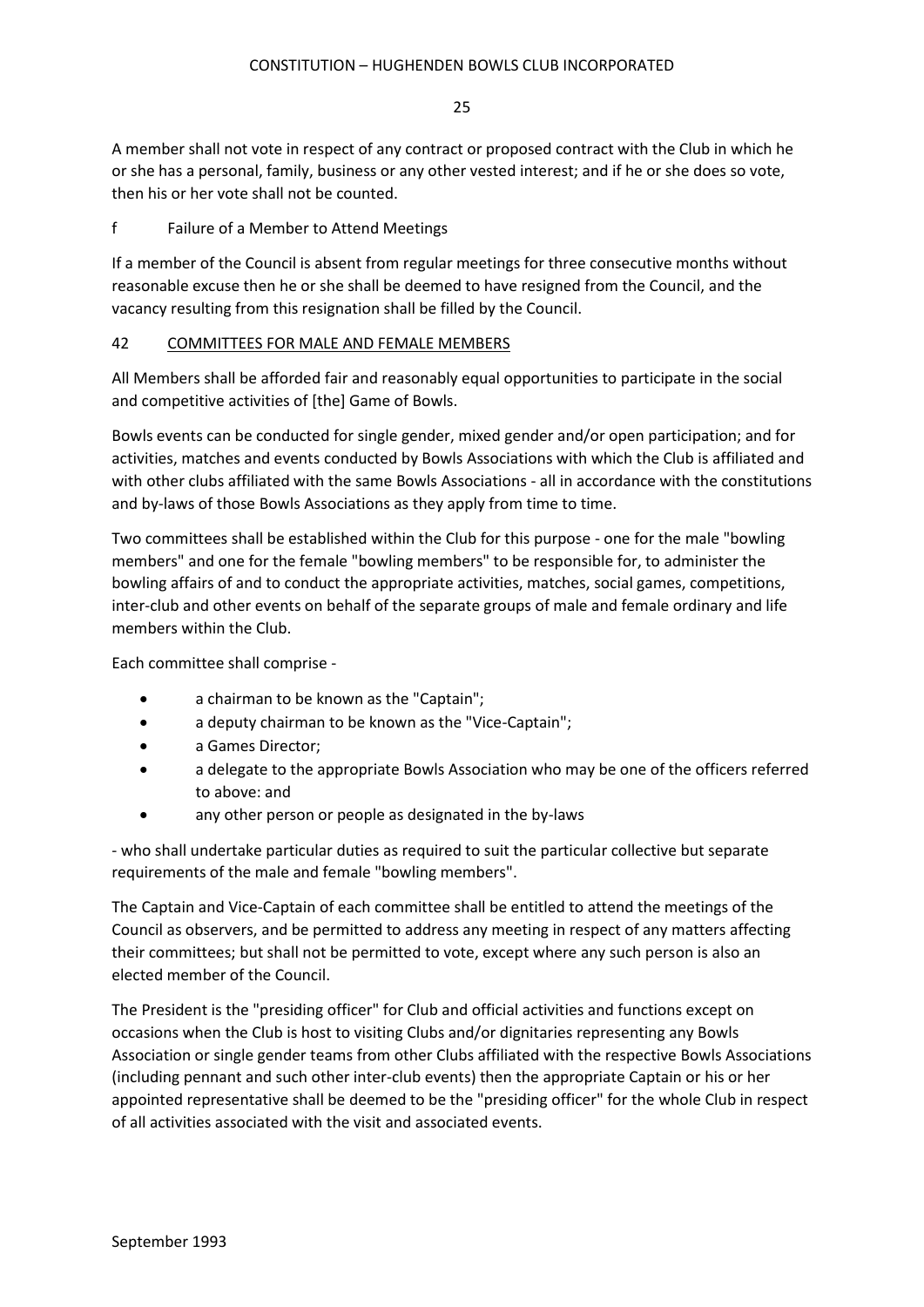A member shall not vote in respect of any contract or proposed contract with the Club in which he or she has a personal, family, business or any other vested interest; and if he or she does so vote, then his or her vote shall not be counted.

f Failure of a Member to Attend Meetings

If a member of the Council is absent from regular meetings for three consecutive months without reasonable excuse then he or she shall be deemed to have resigned from the Council, and the vacancy resulting from this resignation shall be filled by the Council.

## 42 COMMITTEES FOR MALE AND FEMALE MEMBERS

All Members shall be afforded fair and reasonably equal opportunities to participate in the social and competitive activities of [the] Game of Bowls.

Bowls events can be conducted for single gender, mixed gender and/or open participation; and for activities, matches and events conducted by Bowls Associations with which the Club is affiliated and with other clubs affiliated with the same Bowls Associations - all in accordance with the constitutions and by-laws of those Bowls Associations as they apply from time to time.

Two committees shall be established within the Club for this purpose - one for the male "bowling members" and one for the female "bowling members" to be responsible for, to administer the bowling affairs of and to conduct the appropriate activities, matches, social games, competitions, inter-club and other events on behalf of the separate groups of male and female ordinary and life members within the Club.

Each committee shall comprise -

- a chairman to be known as the "Captain";
- a deputy chairman to be known as the "Vice-Captain";
- a Games Director;
- a delegate to the appropriate Bowls Association who may be one of the officers referred to above: and
- any other person or people as designated in the by-laws

- who shall undertake particular duties as required to suit the particular collective but separate requirements of the male and female "bowling members".

The Captain and Vice-Captain of each committee shall be entitled to attend the meetings of the Council as observers, and be permitted to address any meeting in respect of any matters affecting their committees; but shall not be permitted to vote, except where any such person is also an elected member of the Council.

The President is the "presiding officer" for Club and official activities and functions except on occasions when the Club is host to visiting Clubs and/or dignitaries representing any Bowls Association or single gender teams from other Clubs affiliated with the respective Bowls Associations (including pennant and such other inter-club events) then the appropriate Captain or his or her appointed representative shall be deemed to be the "presiding officer" for the whole Club in respect of all activities associated with the visit and associated events.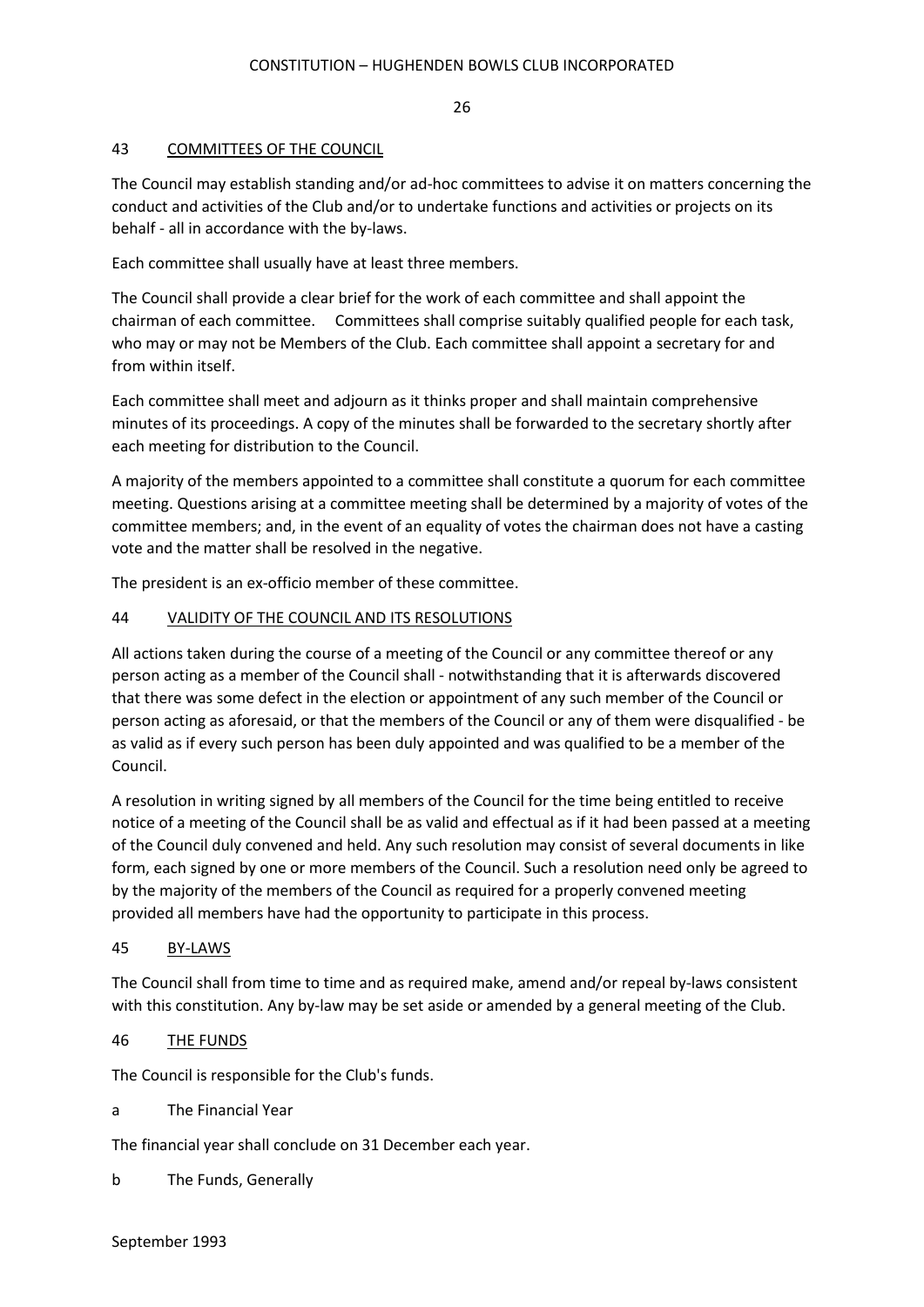## 43 COMMITTEES OF THE COUNCIL

The Council may establish standing and/or ad-hoc committees to advise it on matters concerning the conduct and activities of the Club and/or to undertake functions and activities or projects on its behalf - all in accordance with the by-laws.

Each committee shall usually have at least three members.

The Council shall provide a clear brief for the work of each committee and shall appoint the chairman of each committee. Committees shall comprise suitably qualified people for each task, who may or may not be Members of the Club. Each committee shall appoint a secretary for and from within itself.

Each committee shall meet and adjourn as it thinks proper and shall maintain comprehensive minutes of its proceedings. A copy of the minutes shall be forwarded to the secretary shortly after each meeting for distribution to the Council.

A majority of the members appointed to a committee shall constitute a quorum for each committee meeting. Questions arising at a committee meeting shall be determined by a majority of votes of the committee members; and, in the event of an equality of votes the chairman does not have a casting vote and the matter shall be resolved in the negative.

The president is an ex-officio member of these committee.

## 44 VALIDITY OF THE COUNCIL AND ITS RESOLUTIONS

All actions taken during the course of a meeting of the Council or any committee thereof or any person acting as a member of the Council shall - notwithstanding that it is afterwards discovered that there was some defect in the election or appointment of any such member of the Council or person acting as aforesaid, or that the members of the Council or any of them were disqualified - be as valid as if every such person has been duly appointed and was qualified to be a member of the Council.

A resolution in writing signed by all members of the Council for the time being entitled to receive notice of a meeting of the Council shall be as valid and effectual as if it had been passed at a meeting of the Council duly convened and held. Any such resolution may consist of several documents in like form, each signed by one or more members of the Council. Such a resolution need only be agreed to by the majority of the members of the Council as required for a properly convened meeting provided all members have had the opportunity to participate in this process.

## 45 BY-LAWS

The Council shall from time to time and as required make, amend and/or repeal by-laws consistent with this constitution. Any by-law may be set aside or amended by a general meeting of the Club.

## 46 THE FUNDS

The Council is responsible for the Club's funds.

a The Financial Year

The financial year shall conclude on 31 December each year.

b The Funds, Generally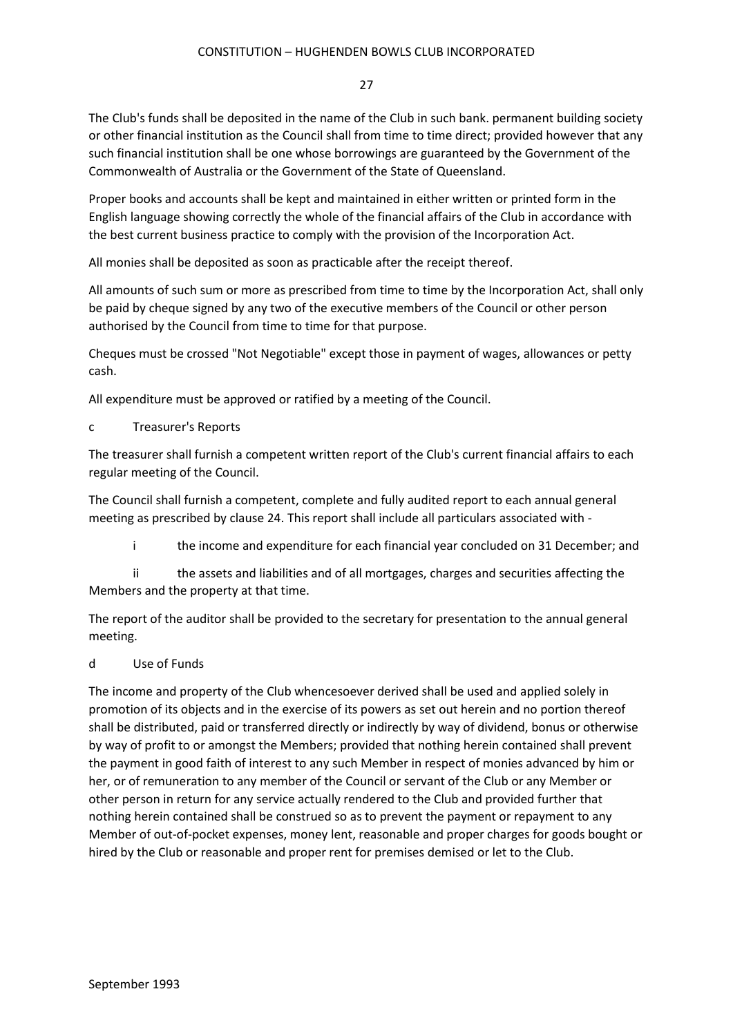The Club's funds shall be deposited in the name of the Club in such bank. permanent building society or other financial institution as the Council shall from time to time direct; provided however that any such financial institution shall be one whose borrowings are guaranteed by the Government of the Commonwealth of Australia or the Government of the State of Queensland.

Proper books and accounts shall be kept and maintained in either written or printed form in the English language showing correctly the whole of the financial affairs of the Club in accordance with the best current business practice to comply with the provision of the Incorporation Act.

All monies shall be deposited as soon as practicable after the receipt thereof.

All amounts of such sum or more as prescribed from time to time by the Incorporation Act, shall only be paid by cheque signed by any two of the executive members of the Council or other person authorised by the Council from time to time for that purpose.

Cheques must be crossed "Not Negotiable" except those in payment of wages, allowances or petty cash.

All expenditure must be approved or ratified by a meeting of the Council.

c Treasurer's Reports

The treasurer shall furnish a competent written report of the Club's current financial affairs to each regular meeting of the Council.

The Council shall furnish a competent, complete and fully audited report to each annual general meeting as prescribed by clause 24. This report shall include all particulars associated with -

i the income and expenditure for each financial year concluded on 31 December; and

ii the assets and liabilities and of all mortgages, charges and securities affecting the Members and the property at that time.

The report of the auditor shall be provided to the secretary for presentation to the annual general meeting.

d Use of Funds

The income and property of the Club whencesoever derived shall be used and applied solely in promotion of its objects and in the exercise of its powers as set out herein and no portion thereof shall be distributed, paid or transferred directly or indirectly by way of dividend, bonus or otherwise by way of profit to or amongst the Members; provided that nothing herein contained shall prevent the payment in good faith of interest to any such Member in respect of monies advanced by him or her, or of remuneration to any member of the Council or servant of the Club or any Member or other person in return for any service actually rendered to the Club and provided further that nothing herein contained shall be construed so as to prevent the payment or repayment to any Member of out-of-pocket expenses, money lent, reasonable and proper charges for goods bought or hired by the Club or reasonable and proper rent for premises demised or let to the Club.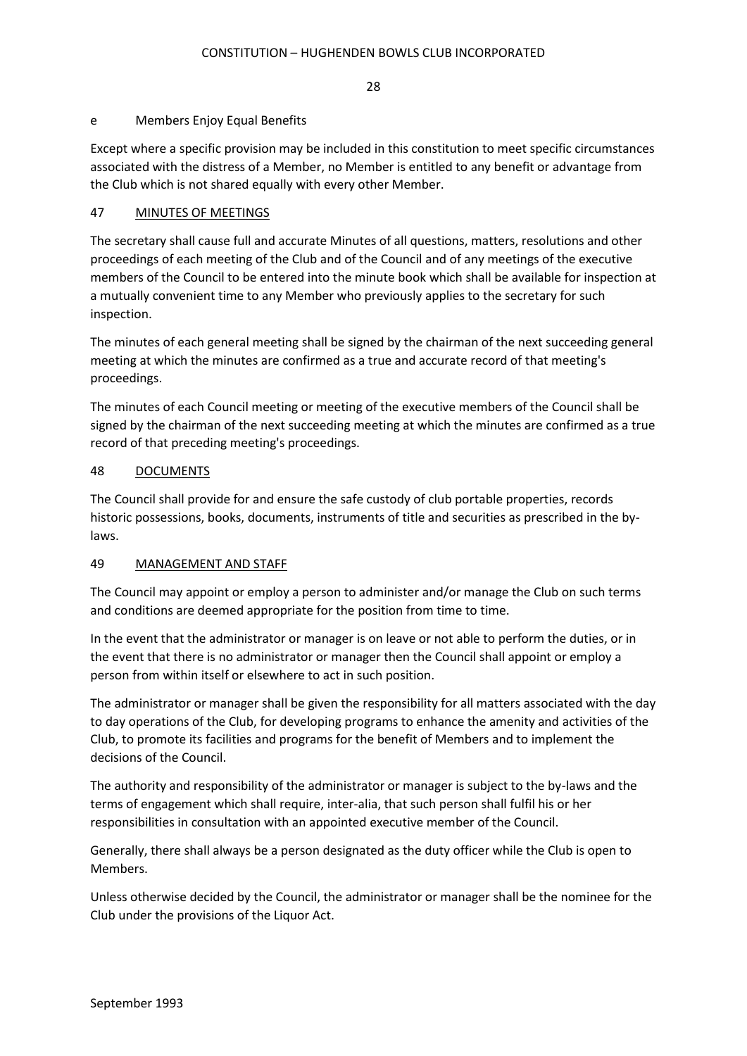e Members Enjoy Equal Benefits

Except where a specific provision may be included in this constitution to meet specific circumstances associated with the distress of a Member, no Member is entitled to any benefit or advantage from the Club which is not shared equally with every other Member.

## 47 MINUTES OF MEETINGS

The secretary shall cause full and accurate Minutes of all questions, matters, resolutions and other proceedings of each meeting of the Club and of the Council and of any meetings of the executive members of the Council to be entered into the minute book which shall be available for inspection at a mutually convenient time to any Member who previously applies to the secretary for such inspection.

The minutes of each general meeting shall be signed by the chairman of the next succeeding general meeting at which the minutes are confirmed as a true and accurate record of that meeting's proceedings.

The minutes of each Council meeting or meeting of the executive members of the Council shall be signed by the chairman of the next succeeding meeting at which the minutes are confirmed as a true record of that preceding meeting's proceedings.

## 48 DOCUMENTS

The Council shall provide for and ensure the safe custody of club portable properties, records historic possessions, books, documents, instruments of title and securities as prescribed in the by-laws.

## 49 MANAGEMENT AND STAFF

The Council may appoint or employ a person to administer and/or manage the Club on such terms and conditions are deemed appropriate for the position from time to time.

In the event that the administrator or manager is on leave or not able to perform the duties, or in the event that there is no administrator or manager then the Council shall appoint or employ a person from within itself or elsewhere to act in such position.

The administrator or manager shall be given the responsibility for all matters associated with the day to day operations of the Club, for developing programs to enhance the amenity and activities of the Club, to promote its facilities and programs for the benefit of Members and to implement the decisions of the Council.

The authority and responsibility of the administrator or manager is subject to the by-laws and the terms of engagement which shall require, inter-alia, that such person shall fulfil his or her responsibilities in consultation with an appointed executive member of the Council.

Generally, there shall always be a person designated as the duty officer while the Club is open to Members.

Unless otherwise decided by the Council, the administrator or manager shall be the nominee for the Club under the provisions of the Liquor Act.

September 1993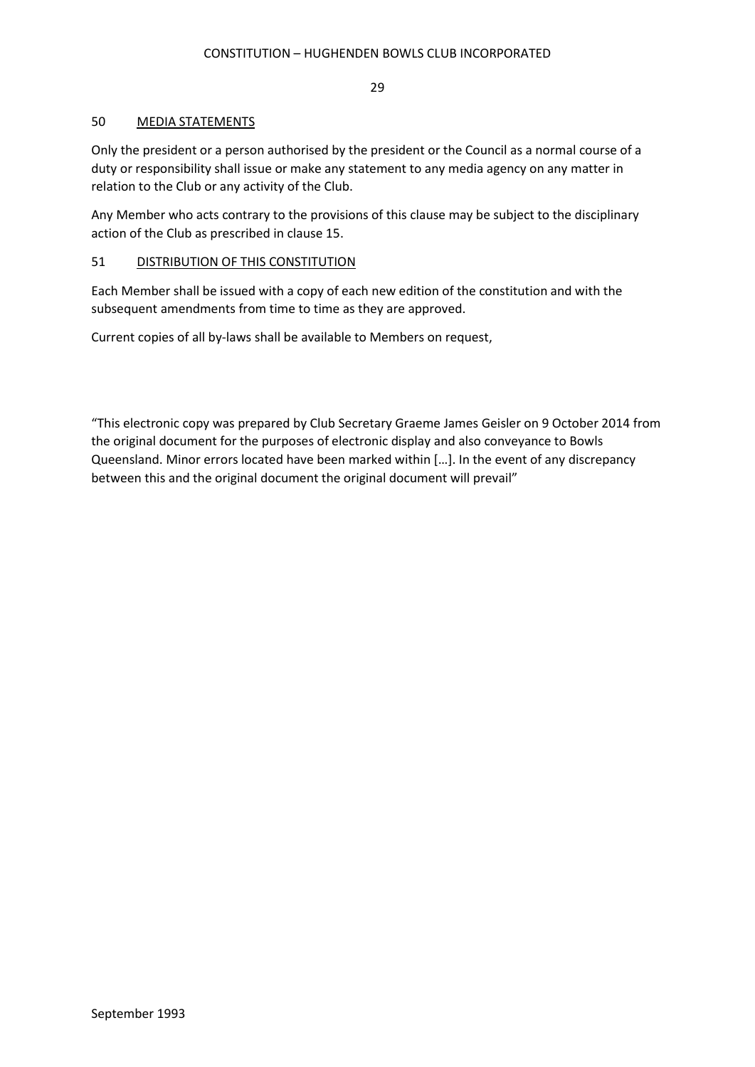## 50 MEDIA STATEMENTS

Only the president or a person authorised by the president or the Council as a normal course of a duty or responsibility shall issue or make any statement to any media agency on any matter in relation to the Club or any activity of the Club.

Any Member who acts contrary to the provisions of this clause may be subject to the disciplinary action of the Club as prescribed in clause 15.

## 51 DISTRIBUTION OF THIS CONSTITUTION

Each Member shall be issued with a copy of each new edition of the constitution and with the subsequent amendments from time to time as they are approved.

Current copies of all by-laws shall be available to Members on request,

"This electronic copy was prepared by Club Secretary Graeme James Geisler on 9 October 2014 from the original document for the purposes of electronic display and also conveyance to Bowls Queensland. Minor errors located have been marked within […]. In the event of any discrepancy between this and the original document the original document will prevail"

September 1993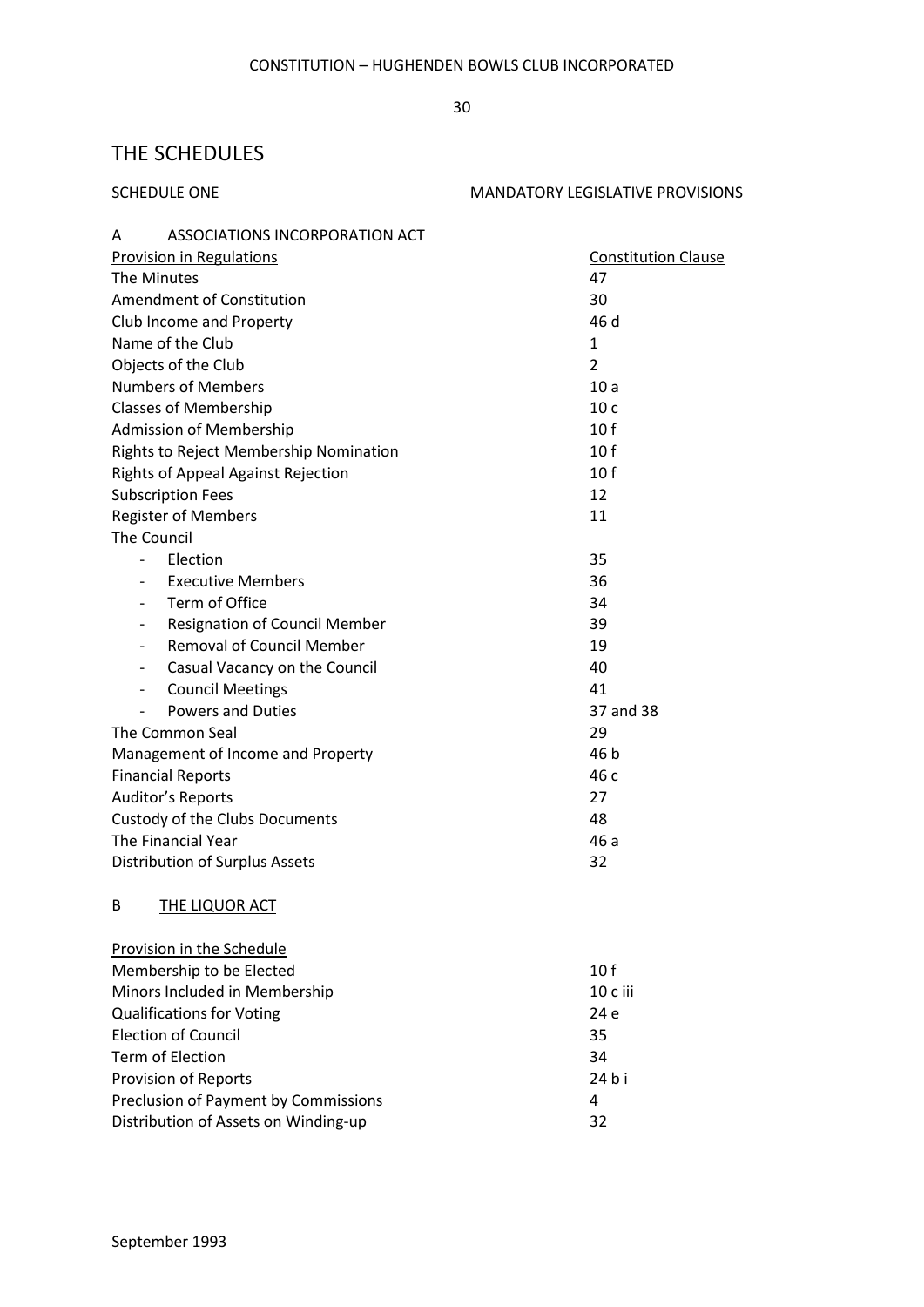# THE SCHEDULES

SCHEDULE ONE — MANDATORY LEGISLATIVE PROVISIONS

A ASSOCIATIONS INCORPORATION ACT

| <u>Provision in Regulations</u> | <u>Constitution Clause</u> |
|---|---|
| The Minutes | 47 |
| Amendment of Constitution | 30 |
| Club Income and Property | 46 d |
| Name of the Club | 1 |
| Objects of the Club | 2 |
| Numbers of Members | 10 a |
| Classes of Membership | 10 c |
| Admission of Membership | 10 f |
| Rights to Reject Membership Nomination | 10 f |
| Rights of Appeal Against Rejection | 10 f |
| Subscription Fees | 12 |
| Register of Members | 11 |
| The Council | |
| - Election | 35 |
| - Executive Members | 36 |
| - Term of Office | 34 |
| - Resignation of Council Member | 39 |
| - Removal of Council Member | 19 |
| - Casual Vacancy on the Council | 40 |
| - Council Meetings | 41 |
| - Powers and Duties | 37 and 38 |
| The Common Seal | 29 |
| Management of Income and Property | 46 b |
| Financial Reports | 46 c |
| Auditor's Reports | 27 |
| Custody of the Clubs Documents | 48 |
| The Financial Year | 46 a |
| Distribution of Surplus Assets | 32 |

B <u>THE LIQUOR ACT</u>

| <u>Provision in the Schedule</u> | |
|---|---|
| Membership to be Elected | 10 f |
| Minors Included in Membership | 10 c iii |
| Qualifications for Voting | 24 e |
| Election of Council | 35 |
| Term of Election | 34 |
| Provision of Reports | 24 b i |
| Preclusion of Payment by Commissions | 4 |
| Distribution of Assets on Winding-up | 32 |

September 1993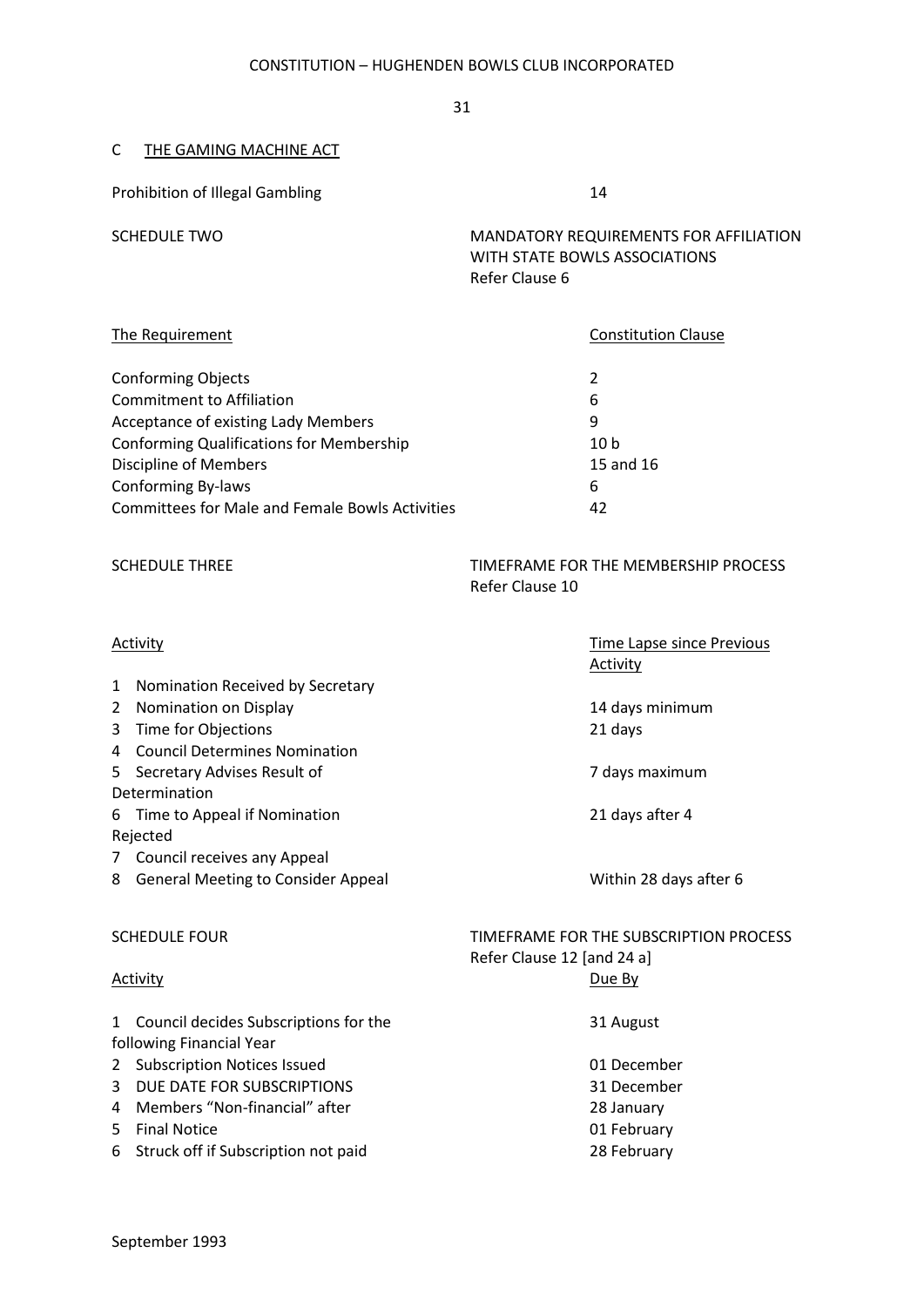C THE GAMING MACHINE ACT

| | |
|---|---|
| Prohibition of Illegal Gambling | 14 |

SCHEDULE TWO — MANDATORY REQUIREMENTS FOR AFFILIATION WITH STATE BOWLS ASSOCIATIONS
Refer Clause 6

| The Requirement | Constitution Clause |
|---|---|
| Conforming Objects | 2 |
| Commitment to Affiliation | 6 |
| Acceptance of existing Lady Members | 9 |
| Conforming Qualifications for Membership | 10 b |
| Discipline of Members | 15 and 16 |
| Conforming By-laws | 6 |
| Committees for Male and Female Bowls Activities | 42 |

SCHEDULE THREE — TIMEFRAME FOR THE MEMBERSHIP PROCESS
Refer Clause 10

| Activity | Time Lapse since Previous Activity |
|---|---|
| 1 Nomination Received by Secretary | |
| 2 Nomination on Display | 14 days minimum |
| 3 Time for Objections | 21 days |
| 4 Council Determines Nomination | |
| 5 Secretary Advises Result of Determination | 7 days maximum |
| 6 Time to Appeal if Nomination Rejected | 21 days after 4 |
| 7 Council receives any Appeal | |
| 8 General Meeting to Consider Appeal | Within 28 days after 6 |

SCHEDULE FOUR — TIMEFRAME FOR THE SUBSCRIPTION PROCESS
Refer Clause 12 [and 24 a]

| Activity | Due By |
|---|---|
| 1 Council decides Subscriptions for the following Financial Year | 31 August |
| 2 Subscription Notices Issued | 01 December |
| 3 DUE DATE FOR SUBSCRIPTIONS | 31 December |
| 4 Members "Non-financial" after | 28 January |
| 5 Final Notice | 01 February |
| 6 Struck off if Subscription not paid | 28 February |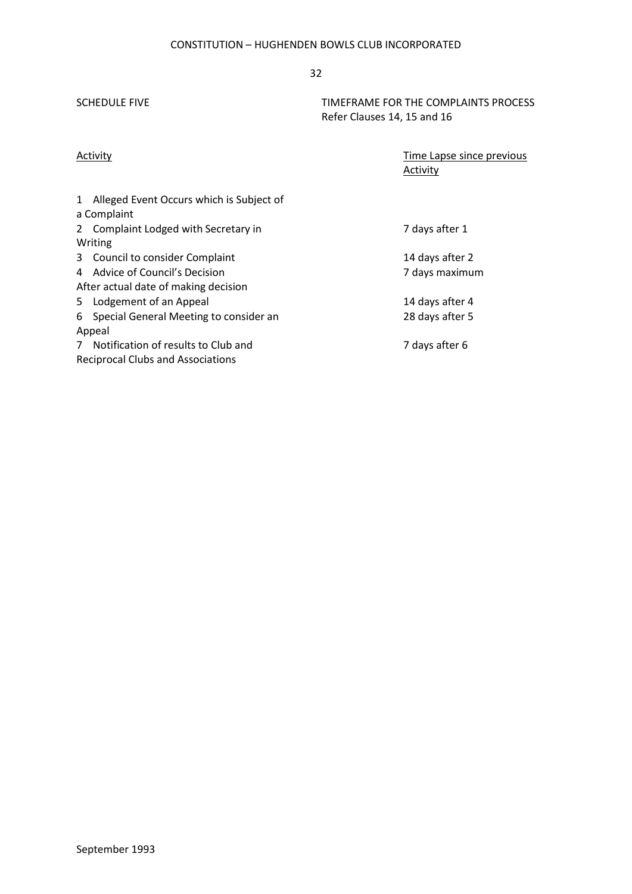SCHEDULE FIVE

TIMEFRAME FOR THE COMPLAINTS PROCESS
Refer Clauses 14, 15 and 16

| Activity | Time Lapse since previous Activity |
|---|---|
| 1 Alleged Event Occurs which is Subject of a Complaint | |
| 2 Complaint Lodged with Secretary in Writing | 7 days after 1 |
| 3 Council to consider Complaint | 14 days after 2 |
| 4 Advice of Council's Decision After actual date of making decision | 7 days maximum |
| 5 Lodgement of an Appeal | 14 days after 4 |
| 6 Special General Meeting to consider an Appeal | 28 days after 5 |
| 7 Notification of results to Club and Reciprocal Clubs and Associations | 7 days after 6 |

September 1993